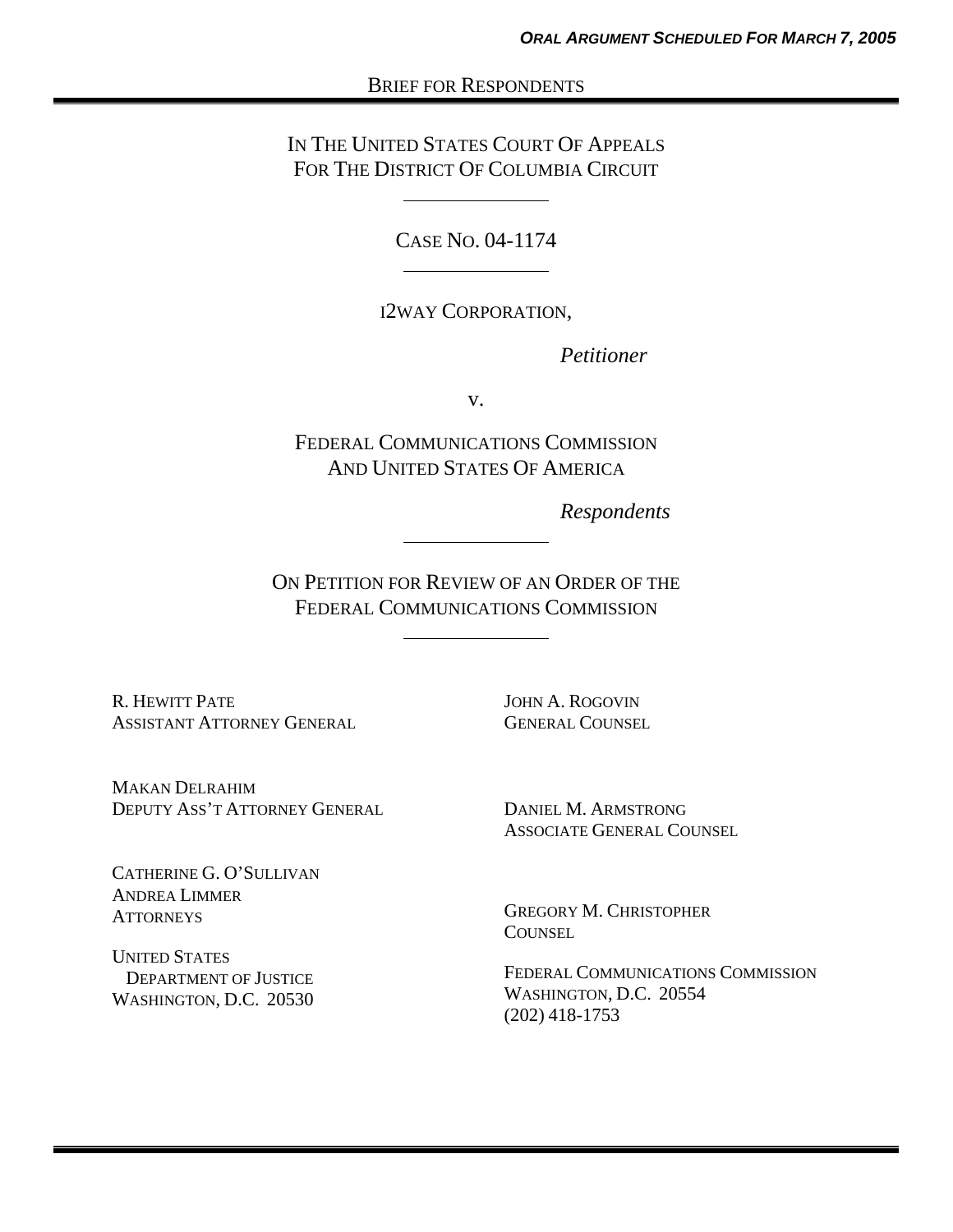***ORAL ARGUMENT SCHEDULED FOR MARCH 7, 2005***

BRIEF FOR RESPONDENTS

IN THE UNITED STATES COURT OF APPEALS
FOR THE DISTRICT OF COLUMBIA CIRCUIT

CASE NO. 04-1174

I2WAY CORPORATION,

*Petitioner*

v.

FEDERAL COMMUNICATIONS COMMISSION
AND UNITED STATES OF AMERICA

*Respondents*

ON PETITION FOR REVIEW OF AN ORDER OF THE
FEDERAL COMMUNICATIONS COMMISSION

R. HEWITT PATE
ASSISTANT ATTORNEY GENERAL

MAKAN DELRAHIM
DEPUTY ASS'T ATTORNEY GENERAL

CATHERINE G. O'SULLIVAN
ANDREA LIMMER
ATTORNEYS

UNITED STATES
DEPARTMENT OF JUSTICE
WASHINGTON, D.C. 20530

JOHN A. ROGOVIN
GENERAL COUNSEL

DANIEL M. ARMSTRONG
ASSOCIATE GENERAL COUNSEL

GREGORY M. CHRISTOPHER
COUNSEL

FEDERAL COMMUNICATIONS COMMISSION
WASHINGTON, D.C. 20554
(202) 418-1753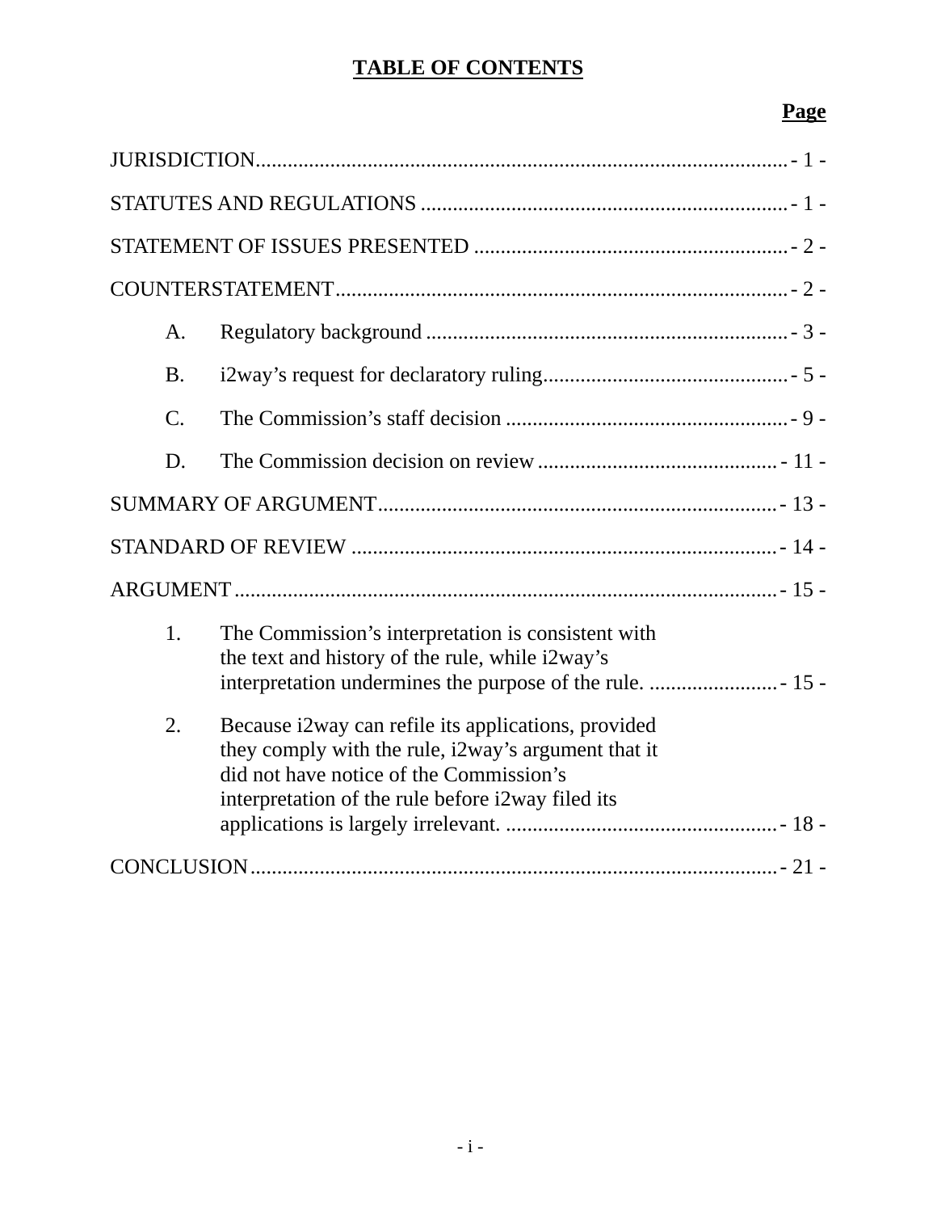# TABLE OF CONTENTS

| | | Page |
|---|---|---|
| JURISDICTION | | - 1 - |
| STATUTES AND REGULATIONS | | - 1 - |
| STATEMENT OF ISSUES PRESENTED | | - 2 - |
| COUNTERSTATEMENT | | - 2 - |
| A. | Regulatory background | - 3 - |
| B. | i2way's request for declaratory ruling | - 5 - |
| C. | The Commission's staff decision | - 9 - |
| D. | The Commission decision on review | - 11 - |
| SUMMARY OF ARGUMENT | | - 13 - |
| STANDARD OF REVIEW | | - 14 - |
| ARGUMENT | | - 15 - |
| 1. | The Commission's interpretation is consistent with the text and history of the rule, while i2way's interpretation undermines the purpose of the rule. | - 15 - |
| 2. | Because i2way can refile its applications, provided they comply with the rule, i2way's argument that it did not have notice of the Commission's interpretation of the rule before i2way filed its applications is largely irrelevant. | - 18 - |
| CONCLUSION | | - 21 - |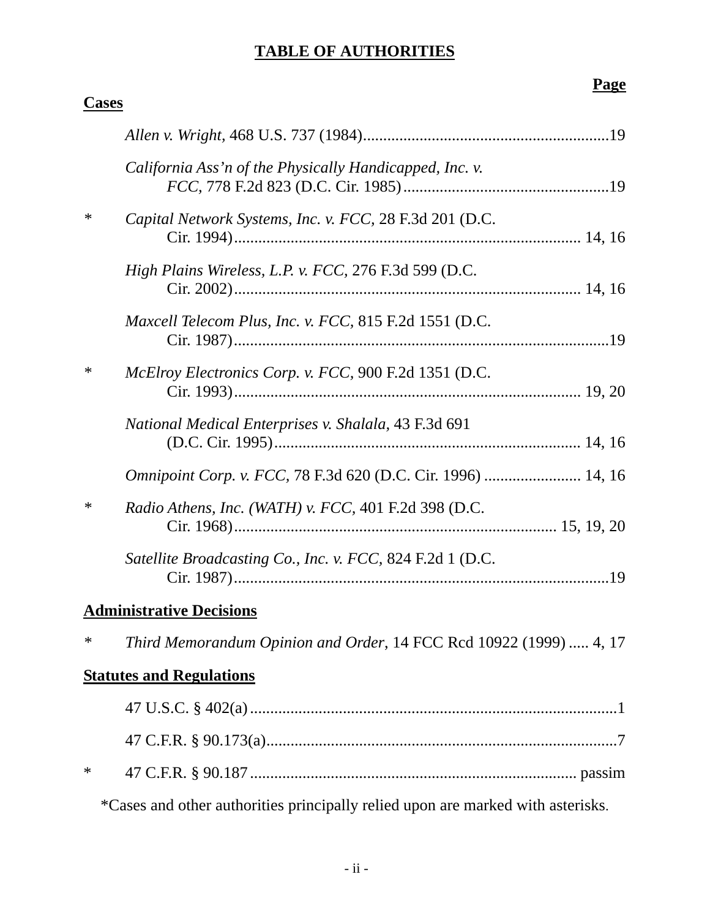# TABLE OF AUTHORITIES

**Page**

## Cases

*Allen v. Wright*, 468 U.S. 737 (1984) ... 19

*California Ass'n of the Physically Handicapped, Inc. v. FCC*, 778 F.2d 823 (D.C. Cir. 1985) ... 19

\* *Capital Network Systems, Inc. v. FCC*, 28 F.3d 201 (D.C. Cir. 1994) ... 14, 16

*High Plains Wireless, L.P. v. FCC*, 276 F.3d 599 (D.C. Cir. 2002) ... 14, 16

*Maxcell Telecom Plus, Inc. v. FCC*, 815 F.2d 1551 (D.C. Cir. 1987) ... 19

\* *McElroy Electronics Corp. v. FCC*, 900 F.2d 1351 (D.C. Cir. 1993) ... 19, 20

*National Medical Enterprises v. Shalala*, 43 F.3d 691 (D.C. Cir. 1995) ... 14, 16

*Omnipoint Corp. v. FCC*, 78 F.3d 620 (D.C. Cir. 1996) ... 14, 16

\* *Radio Athens, Inc. (WATH) v. FCC*, 401 F.2d 398 (D.C. Cir. 1968) ... 15, 19, 20

*Satellite Broadcasting Co., Inc. v. FCC*, 824 F.2d 1 (D.C. Cir. 1987) ... 19

## Administrative Decisions

\* *Third Memorandum Opinion and Order*, 14 FCC Rcd 10922 (1999) ... 4, 17

## Statutes and Regulations

47 U.S.C. § 402(a) ... 1

47 C.F.R. § 90.173(a) ... 7

\* 47 C.F.R. § 90.187 ... passim

*Cases and other authorities principally relied upon are marked with asterisks.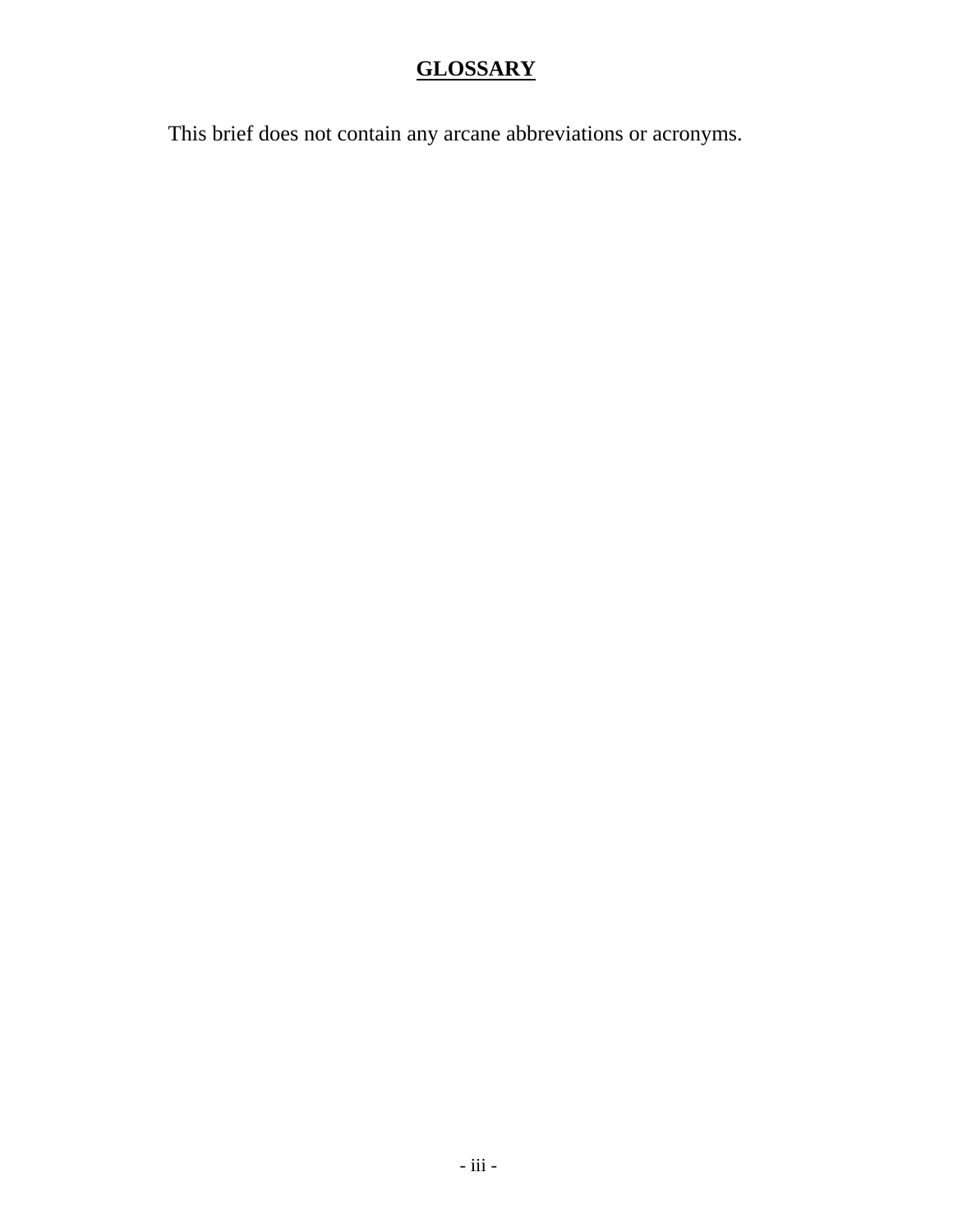# **GLOSSARY**

This brief does not contain any arcane abbreviations or acronyms.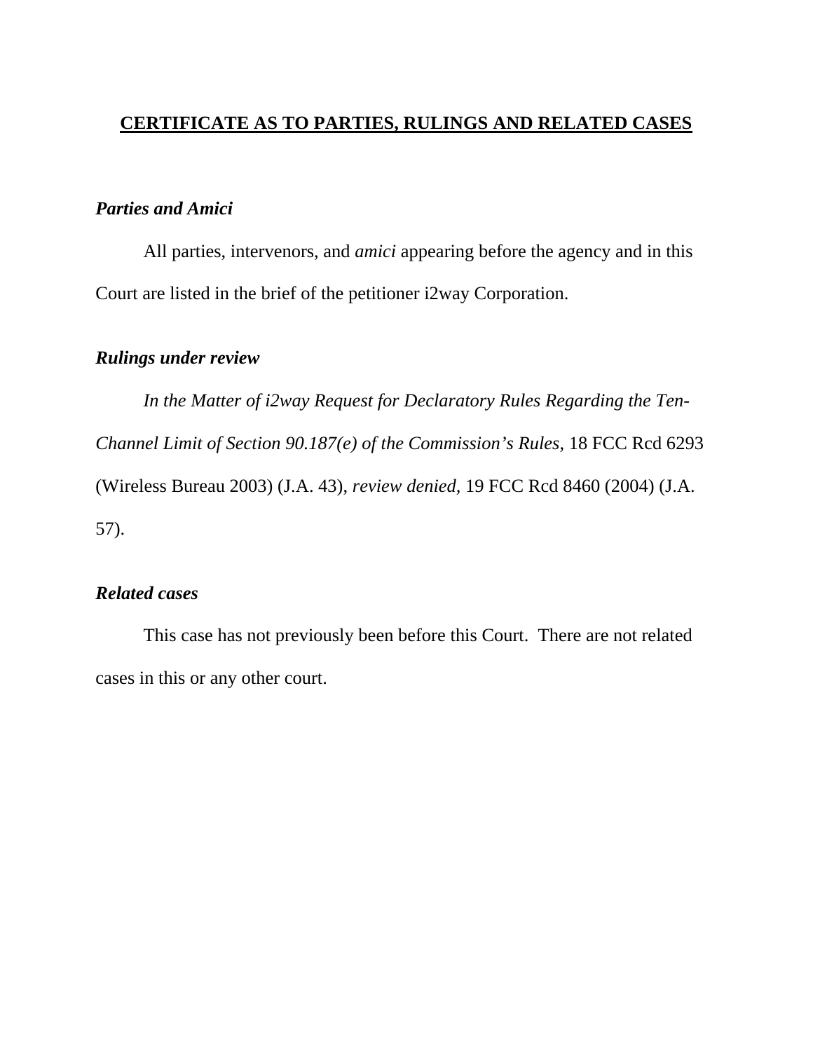# CERTIFICATE AS TO PARTIES, RULINGS AND RELATED CASES

***Parties and Amici***

All parties, intervenors, and *amici* appearing before the agency and in this Court are listed in the brief of the petitioner i2way Corporation.

***Rulings under review***

*In the Matter of i2way Request for Declaratory Rules Regarding the Ten-Channel Limit of Section 90.187(e) of the Commission's Rules*, 18 FCC Rcd 6293 (Wireless Bureau 2003) (J.A. 43), *review denied,* 19 FCC Rcd 8460 (2004) (J.A. 57).

***Related cases***

This case has not previously been before this Court. There are not related cases in this or any other court.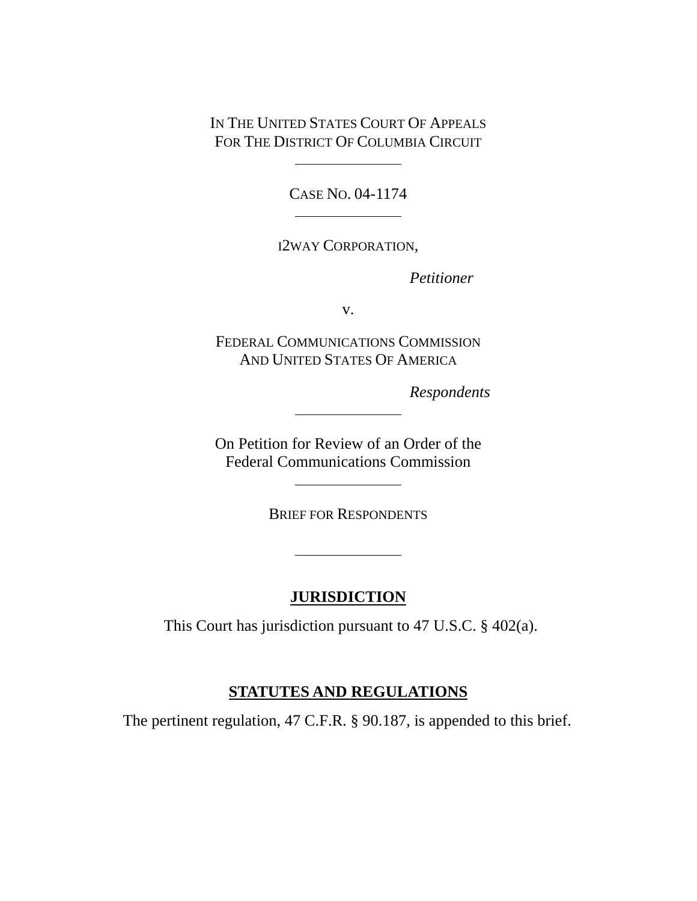IN THE UNITED STATES COURT OF APPEALS
FOR THE DISTRICT OF COLUMBIA CIRCUIT

---

CASE NO. 04-1174

---

I2WAY CORPORATION,

*Petitioner*

v.

FEDERAL COMMUNICATIONS COMMISSION
AND UNITED STATES OF AMERICA

*Respondents*

---

On Petition for Review of an Order of the
Federal Communications Commission

---

BRIEF FOR RESPONDENTS

---

## **JURISDICTION**

This Court has jurisdiction pursuant to 47 U.S.C. § 402(a).

## **STATUTES AND REGULATIONS**

The pertinent regulation, 47 C.F.R. § 90.187, is appended to this brief.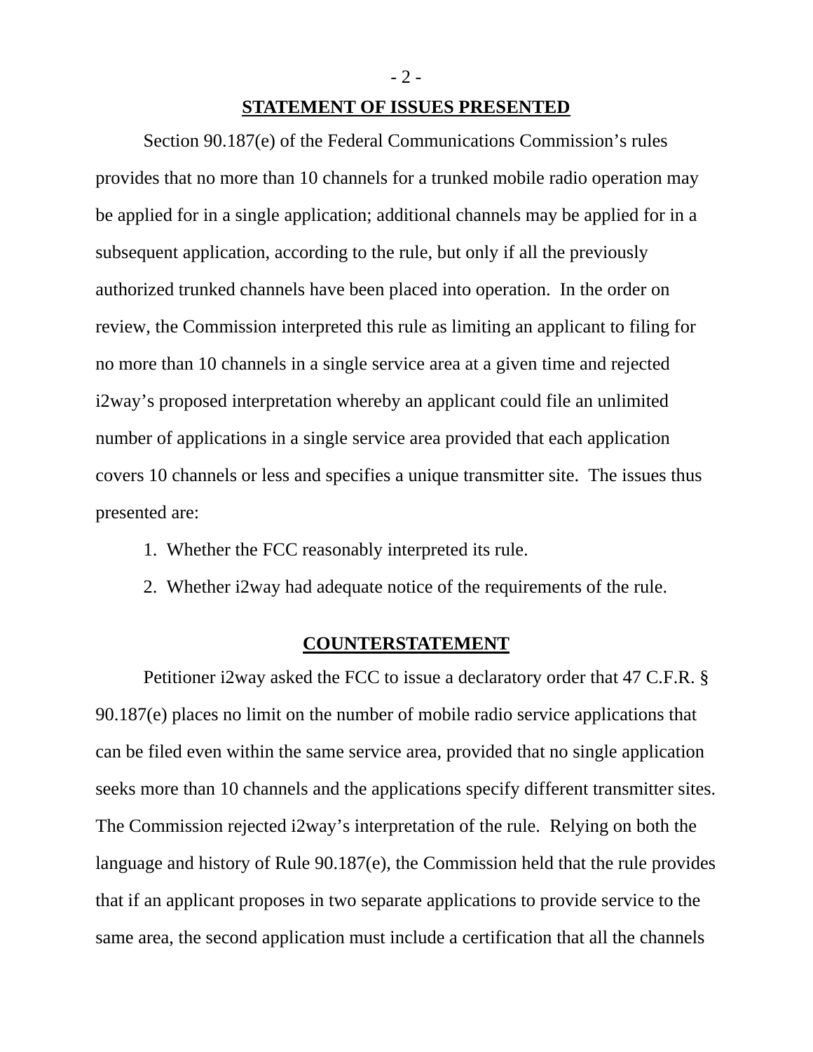## STATEMENT OF ISSUES PRESENTED

Section 90.187(e) of the Federal Communications Commission's rules provides that no more than 10 channels for a trunked mobile radio operation may be applied for in a single application; additional channels may be applied for in a subsequent application, according to the rule, but only if all the previously authorized trunked channels have been placed into operation. In the order on review, the Commission interpreted this rule as limiting an applicant to filing for no more than 10 channels in a single service area at a given time and rejected i2way's proposed interpretation whereby an applicant could file an unlimited number of applications in a single service area provided that each application covers 10 channels or less and specifies a unique transmitter site. The issues thus presented are:

1. Whether the FCC reasonably interpreted its rule.
2. Whether i2way had adequate notice of the requirements of the rule.

## COUNTERSTATEMENT

Petitioner i2way asked the FCC to issue a declaratory order that 47 C.F.R. § 90.187(e) places no limit on the number of mobile radio service applications that can be filed even within the same service area, provided that no single application seeks more than 10 channels and the applications specify different transmitter sites. The Commission rejected i2way's interpretation of the rule. Relying on both the language and history of Rule 90.187(e), the Commission held that the rule provides that if an applicant proposes in two separate applications to provide service to the same area, the second application must include a certification that all the channels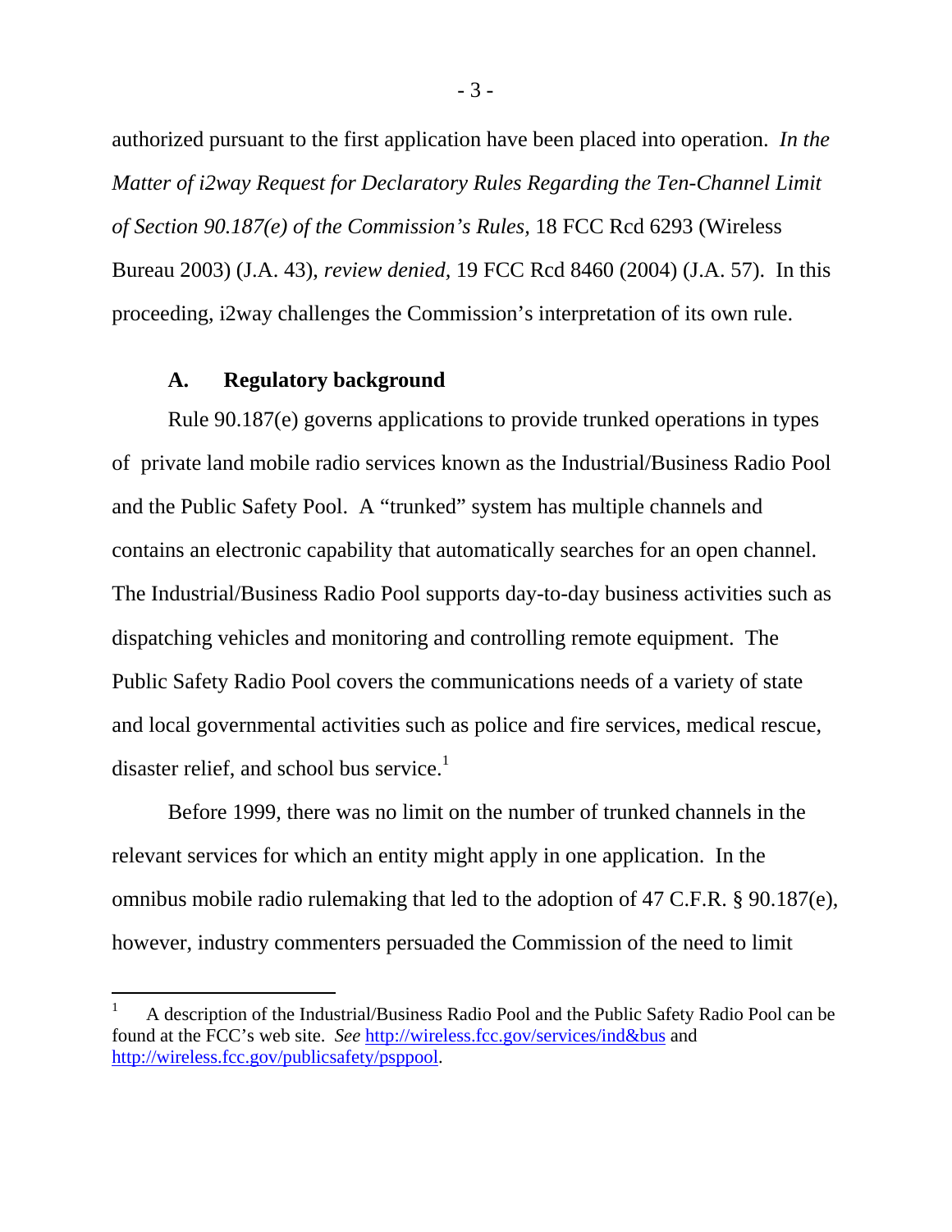authorized pursuant to the first application have been placed into operation. *In the Matter of i2way Request for Declaratory Rules Regarding the Ten-Channel Limit of Section 90.187(e) of the Commission's Rules*, 18 FCC Rcd 6293 (Wireless Bureau 2003) (J.A. 43), *review denied*, 19 FCC Rcd 8460 (2004) (J.A. 57). In this proceeding, i2way challenges the Commission's interpretation of its own rule.

### A. Regulatory background

Rule 90.187(e) governs applications to provide trunked operations in types of private land mobile radio services known as the Industrial/Business Radio Pool and the Public Safety Pool. A "trunked" system has multiple channels and contains an electronic capability that automatically searches for an open channel. The Industrial/Business Radio Pool supports day-to-day business activities such as dispatching vehicles and monitoring and controlling remote equipment. The Public Safety Radio Pool covers the communications needs of a variety of state and local governmental activities such as police and fire services, medical rescue, disaster relief, and school bus service.[1]

Before 1999, there was no limit on the number of trunked channels in the relevant services for which an entity might apply in one application. In the omnibus mobile radio rulemaking that led to the adoption of 47 C.F.R. § 90.187(e), however, industry commenters persuaded the Commission of the need to limit

---

[1] A description of the Industrial/Business Radio Pool and the Public Safety Radio Pool can be found at the FCC's web site. *See* http://wireless.fcc.gov/services/ind&bus and http://wireless.fcc.gov/publicsafety/psppool.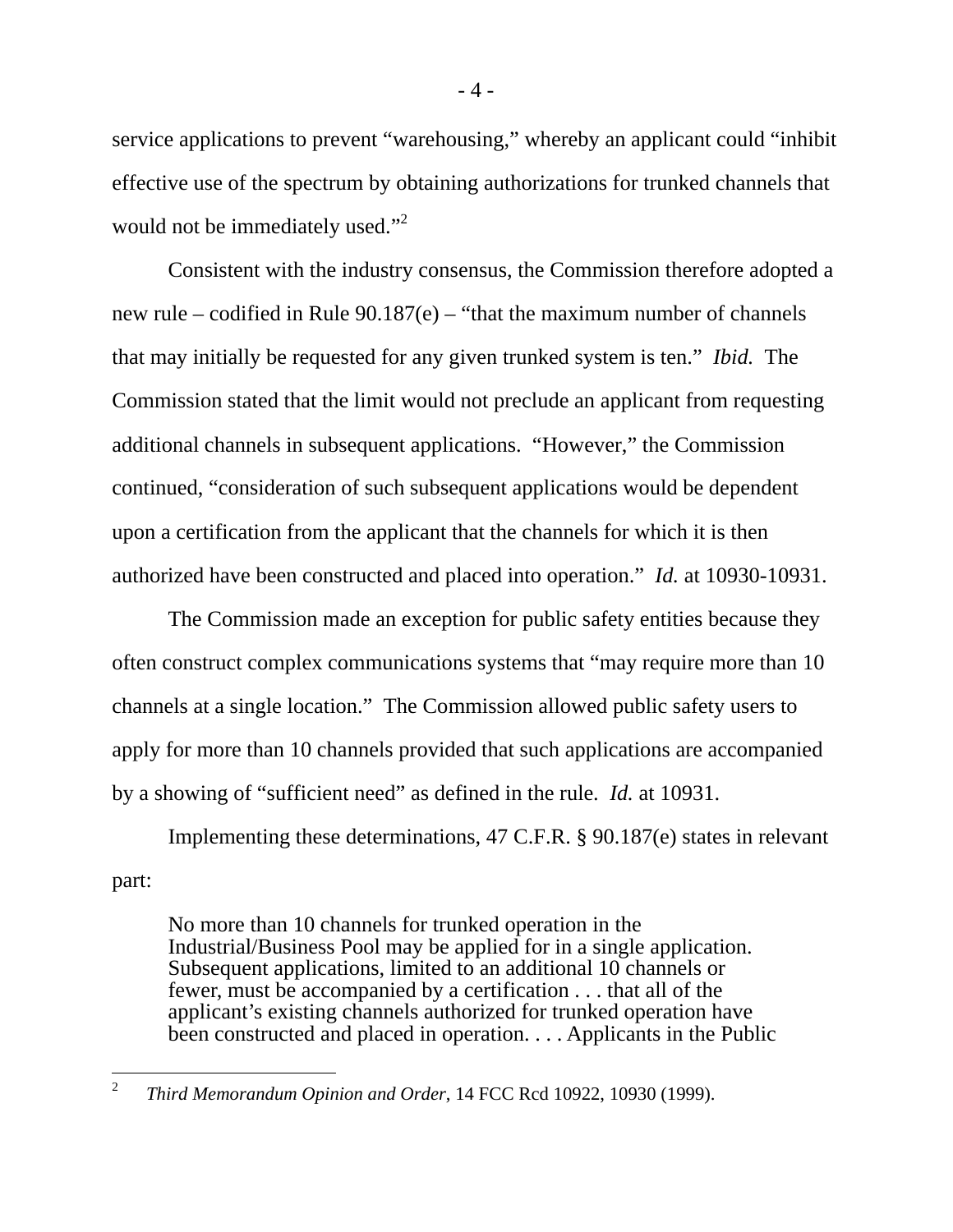service applications to prevent “warehousing,” whereby an applicant could “inhibit effective use of the spectrum by obtaining authorizations for trunked channels that would not be immediately used.”[2]

Consistent with the industry consensus, the Commission therefore adopted a new rule – codified in Rule 90.187(e) – “that the maximum number of channels that may initially be requested for any given trunked system is ten.” *Ibid.* The Commission stated that the limit would not preclude an applicant from requesting additional channels in subsequent applications. “However,” the Commission continued, “consideration of such subsequent applications would be dependent upon a certification from the applicant that the channels for which it is then authorized have been constructed and placed into operation.” *Id.* at 10930-10931.

The Commission made an exception for public safety entities because they often construct complex communications systems that “may require more than 10 channels at a single location.” The Commission allowed public safety users to apply for more than 10 channels provided that such applications are accompanied by a showing of “sufficient need” as defined in the rule. *Id.* at 10931.

Implementing these determinations, 47 C.F.R. § 90.187(e) states in relevant part:

> No more than 10 channels for trunked operation in the Industrial/Business Pool may be applied for in a single application. Subsequent applications, limited to an additional 10 channels or fewer, must be accompanied by a certification . . . that all of the applicant’s existing channels authorized for trunked operation have been constructed and placed in operation. . . . Applicants in the Public

---

[2] *Third Memorandum Opinion and Order*, 14 FCC Rcd 10922, 10930 (1999).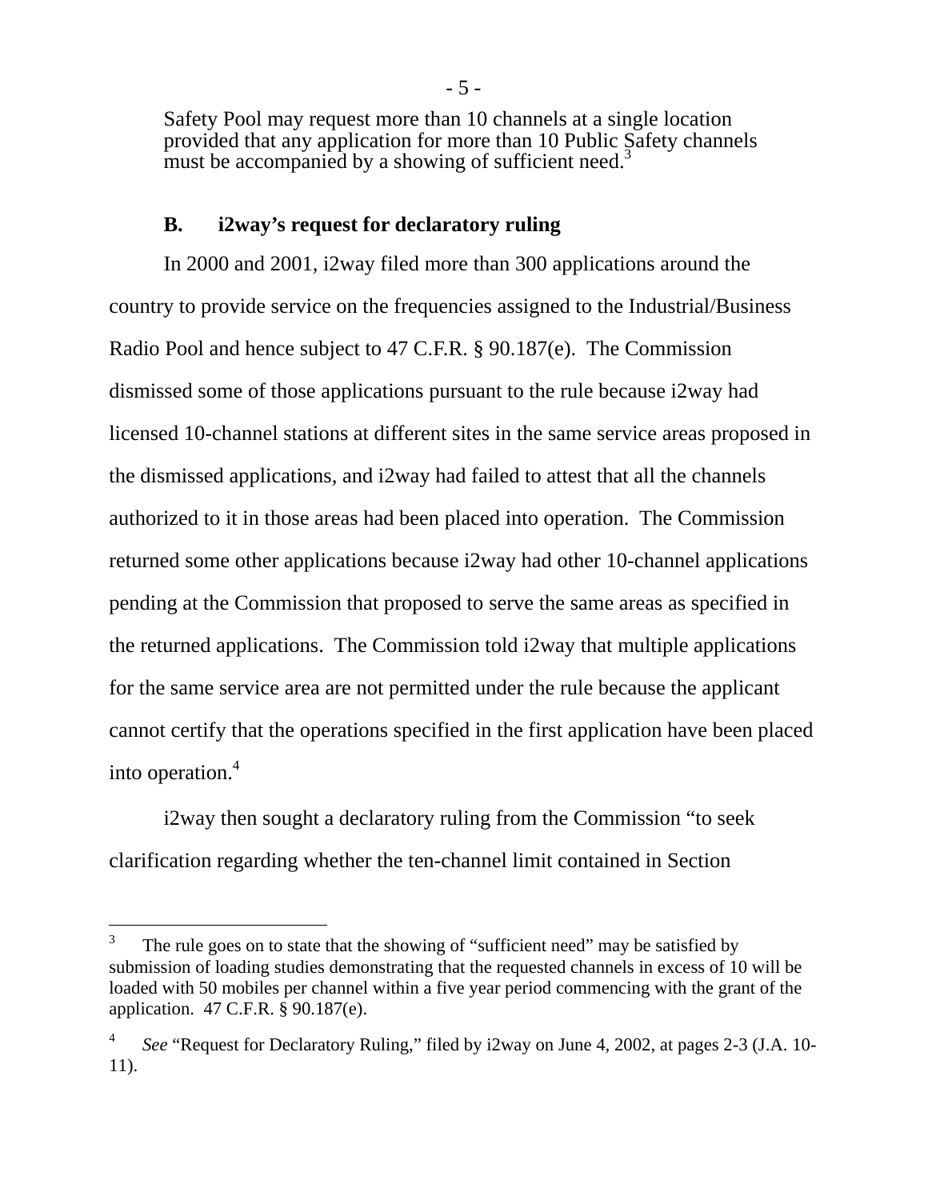Safety Pool may request more than 10 channels at a single location provided that any application for more than 10 Public Safety channels must be accompanied by a showing of sufficient need.[3]

**B. i2way's request for declaratory ruling**

In 2000 and 2001, i2way filed more than 300 applications around the country to provide service on the frequencies assigned to the Industrial/Business Radio Pool and hence subject to 47 C.F.R. § 90.187(e). The Commission dismissed some of those applications pursuant to the rule because i2way had licensed 10-channel stations at different sites in the same service areas proposed in the dismissed applications, and i2way had failed to attest that all the channels authorized to it in those areas had been placed into operation. The Commission returned some other applications because i2way had other 10-channel applications pending at the Commission that proposed to serve the same areas as specified in the returned applications. The Commission told i2way that multiple applications for the same service area are not permitted under the rule because the applicant cannot certify that the operations specified in the first application have been placed into operation.[4]

i2way then sought a declaratory ruling from the Commission "to seek clarification regarding whether the ten-channel limit contained in Section

---

[3] The rule goes on to state that the showing of "sufficient need" may be satisfied by submission of loading studies demonstrating that the requested channels in excess of 10 will be loaded with 50 mobiles per channel within a five year period commencing with the grant of the application. 47 C.F.R. § 90.187(e).

[4] *See* "Request for Declaratory Ruling," filed by i2way on June 4, 2002, at pages 2-3 (J.A. 10-11).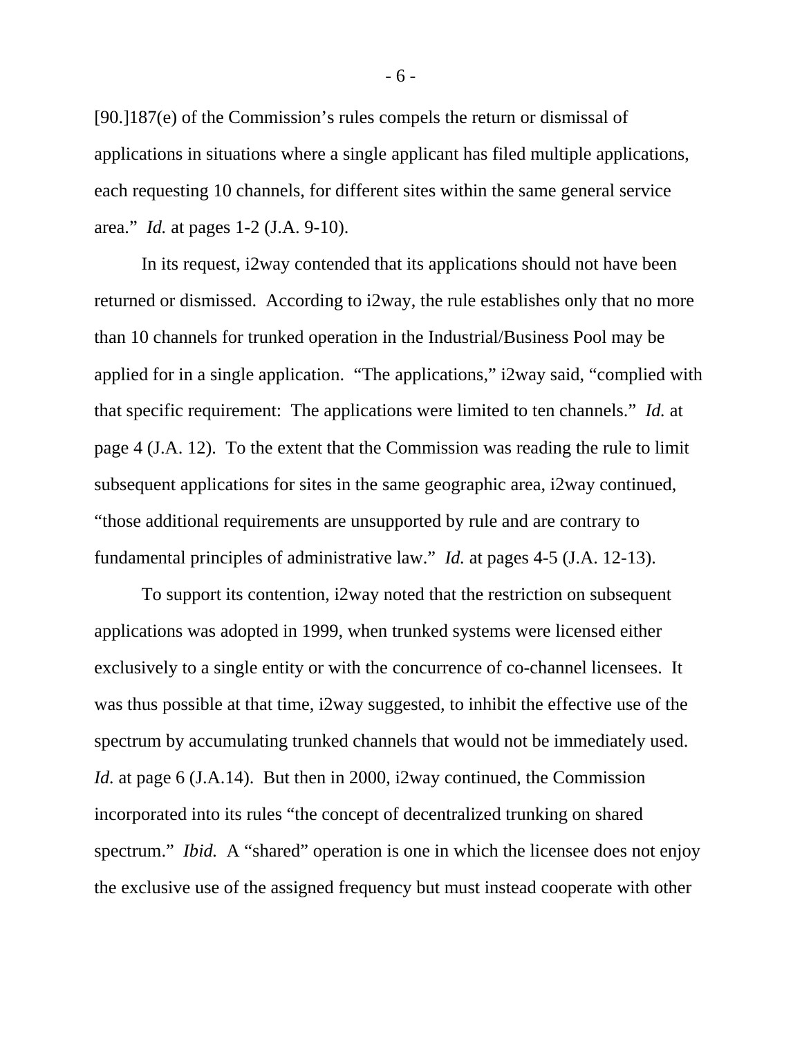[90.]187(e) of the Commission's rules compels the return or dismissal of applications in situations where a single applicant has filed multiple applications, each requesting 10 channels, for different sites within the same general service area." *Id.* at pages 1-2 (J.A. 9-10).

In its request, i2way contended that its applications should not have been returned or dismissed. According to i2way, the rule establishes only that no more than 10 channels for trunked operation in the Industrial/Business Pool may be applied for in a single application. "The applications," i2way said, "complied with that specific requirement: The applications were limited to ten channels." *Id.* at page 4 (J.A. 12). To the extent that the Commission was reading the rule to limit subsequent applications for sites in the same geographic area, i2way continued, "those additional requirements are unsupported by rule and are contrary to fundamental principles of administrative law." *Id.* at pages 4-5 (J.A. 12-13).

To support its contention, i2way noted that the restriction on subsequent applications was adopted in 1999, when trunked systems were licensed either exclusively to a single entity or with the concurrence of co-channel licensees. It was thus possible at that time, i2way suggested, to inhibit the effective use of the spectrum by accumulating trunked channels that would not be immediately used. *Id.* at page 6 (J.A.14). But then in 2000, i2way continued, the Commission incorporated into its rules "the concept of decentralized trunking on shared spectrum." *Ibid.* A "shared" operation is one in which the licensee does not enjoy the exclusive use of the assigned frequency but must instead cooperate with other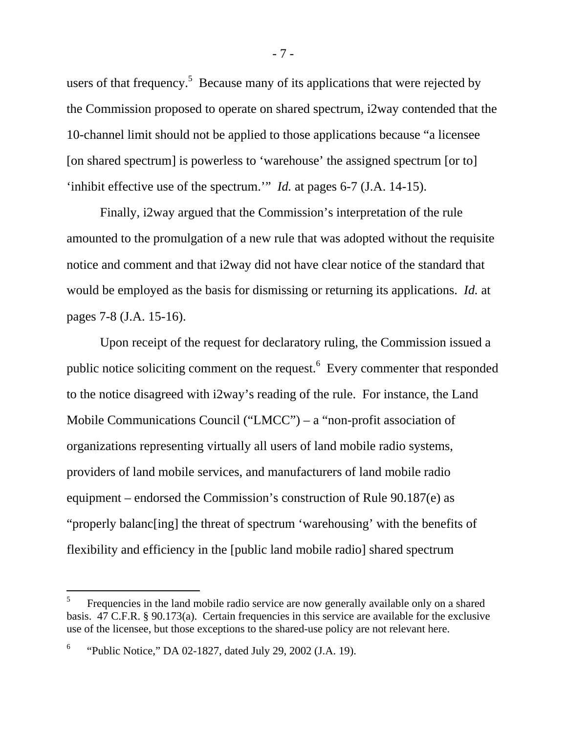users of that frequency.[5] Because many of its applications that were rejected by the Commission proposed to operate on shared spectrum, i2way contended that the 10-channel limit should not be applied to those applications because "a licensee [on shared spectrum] is powerless to 'warehouse' the assigned spectrum [or to] 'inhibit effective use of the spectrum.'" *Id.* at pages 6-7 (J.A. 14-15).

Finally, i2way argued that the Commission's interpretation of the rule amounted to the promulgation of a new rule that was adopted without the requisite notice and comment and that i2way did not have clear notice of the standard that would be employed as the basis for dismissing or returning its applications. *Id.* at pages 7-8 (J.A. 15-16).

Upon receipt of the request for declaratory ruling, the Commission issued a public notice soliciting comment on the request.[6] Every commenter that responded to the notice disagreed with i2way's reading of the rule. For instance, the Land Mobile Communications Council ("LMCC") – a "non-profit association of organizations representing virtually all users of land mobile radio systems, providers of land mobile services, and manufacturers of land mobile radio equipment – endorsed the Commission's construction of Rule 90.187(e) as "properly balanc[ing] the threat of spectrum 'warehousing' with the benefits of flexibility and efficiency in the [public land mobile radio] shared spectrum

---

[5] Frequencies in the land mobile radio service are now generally available only on a shared basis. 47 C.F.R. § 90.173(a). Certain frequencies in this service are available for the exclusive use of the licensee, but those exceptions to the shared-use policy are not relevant here.

[6] "Public Notice," DA 02-1827, dated July 29, 2002 (J.A. 19).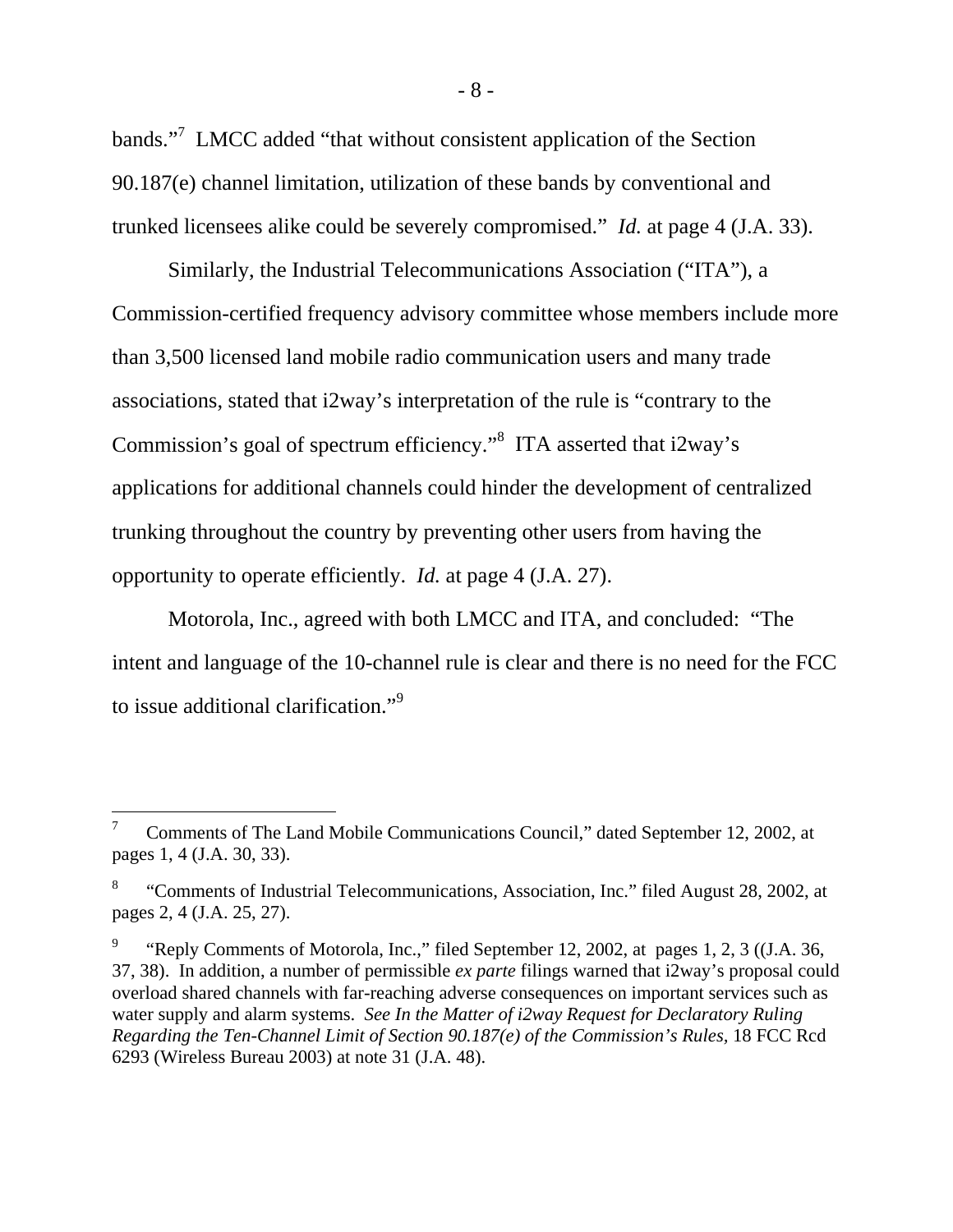bands."[7] LMCC added "that without consistent application of the Section 90.187(e) channel limitation, utilization of these bands by conventional and trunked licensees alike could be severely compromised." *Id.* at page 4 (J.A. 33).

Similarly, the Industrial Telecommunications Association ("ITA"), a Commission-certified frequency advisory committee whose members include more than 3,500 licensed land mobile radio communication users and many trade associations, stated that i2way's interpretation of the rule is "contrary to the Commission's goal of spectrum efficiency."[8] ITA asserted that i2way's applications for additional channels could hinder the development of centralized trunking throughout the country by preventing other users from having the opportunity to operate efficiently. *Id.* at page 4 (J.A. 27).

Motorola, Inc., agreed with both LMCC and ITA, and concluded: "The intent and language of the 10-channel rule is clear and there is no need for the FCC to issue additional clarification."[9]

---

[7] Comments of The Land Mobile Communications Council," dated September 12, 2002, at pages 1, 4 (J.A. 30, 33).

[8] "Comments of Industrial Telecommunications, Association, Inc." filed August 28, 2002, at pages 2, 4 (J.A. 25, 27).

[9] "Reply Comments of Motorola, Inc.," filed September 12, 2002, at pages 1, 2, 3 ((J.A. 36, 37, 38). In addition, a number of permissible *ex parte* filings warned that i2way's proposal could overload shared channels with far-reaching adverse consequences on important services such as water supply and alarm systems. *See In the Matter of i2way Request for Declaratory Ruling Regarding the Ten-Channel Limit of Section 90.187(e) of the Commission's Rules*, 18 FCC Rcd 6293 (Wireless Bureau 2003) at note 31 (J.A. 48).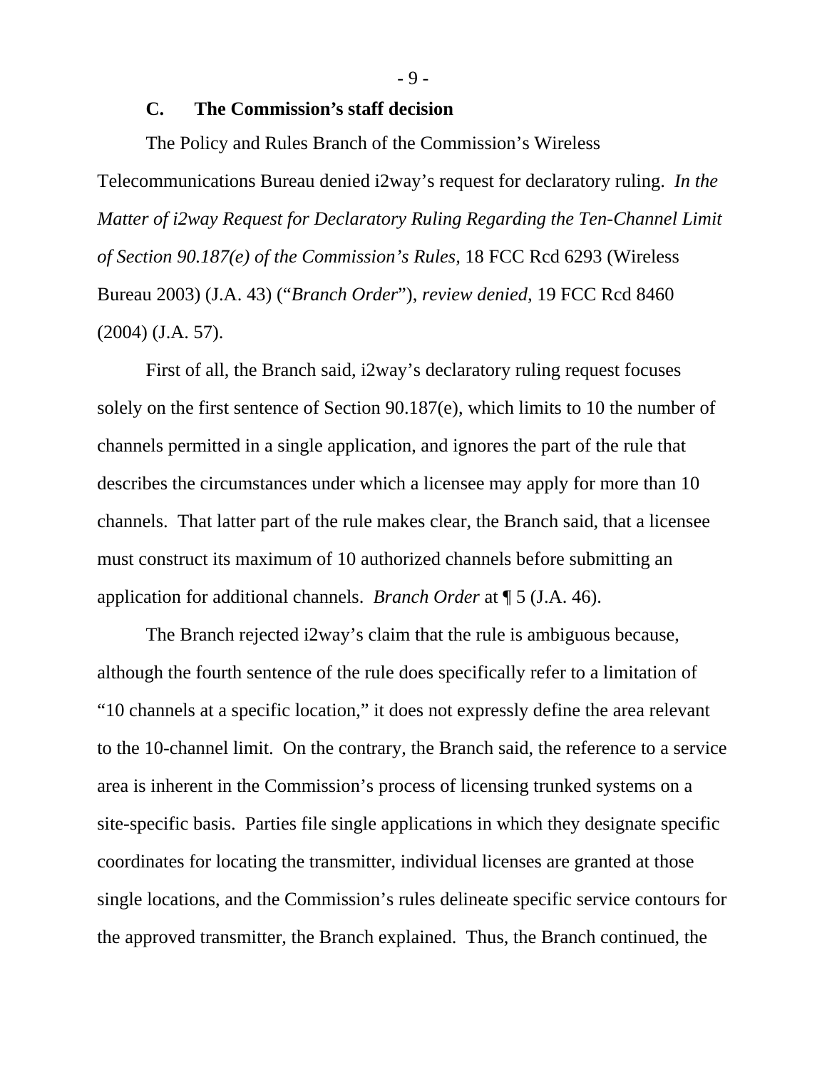### C. The Commission's staff decision

The Policy and Rules Branch of the Commission's Wireless Telecommunications Bureau denied i2way's request for declaratory ruling. *In the Matter of i2way Request for Declaratory Ruling Regarding the Ten-Channel Limit of Section 90.187(e) of the Commission's Rules*, 18 FCC Rcd 6293 (Wireless Bureau 2003) (J.A. 43) ("*Branch Order*"), *review denied*, 19 FCC Rcd 8460 (2004) (J.A. 57).

First of all, the Branch said, i2way's declaratory ruling request focuses solely on the first sentence of Section 90.187(e), which limits to 10 the number of channels permitted in a single application, and ignores the part of the rule that describes the circumstances under which a licensee may apply for more than 10 channels. That latter part of the rule makes clear, the Branch said, that a licensee must construct its maximum of 10 authorized channels before submitting an application for additional channels. *Branch Order* at ¶ 5 (J.A. 46).

The Branch rejected i2way's claim that the rule is ambiguous because, although the fourth sentence of the rule does specifically refer to a limitation of "10 channels at a specific location," it does not expressly define the area relevant to the 10-channel limit. On the contrary, the Branch said, the reference to a service area is inherent in the Commission's process of licensing trunked systems on a site-specific basis. Parties file single applications in which they designate specific coordinates for locating the transmitter, individual licenses are granted at those single locations, and the Commission's rules delineate specific service contours for the approved transmitter, the Branch explained. Thus, the Branch continued, the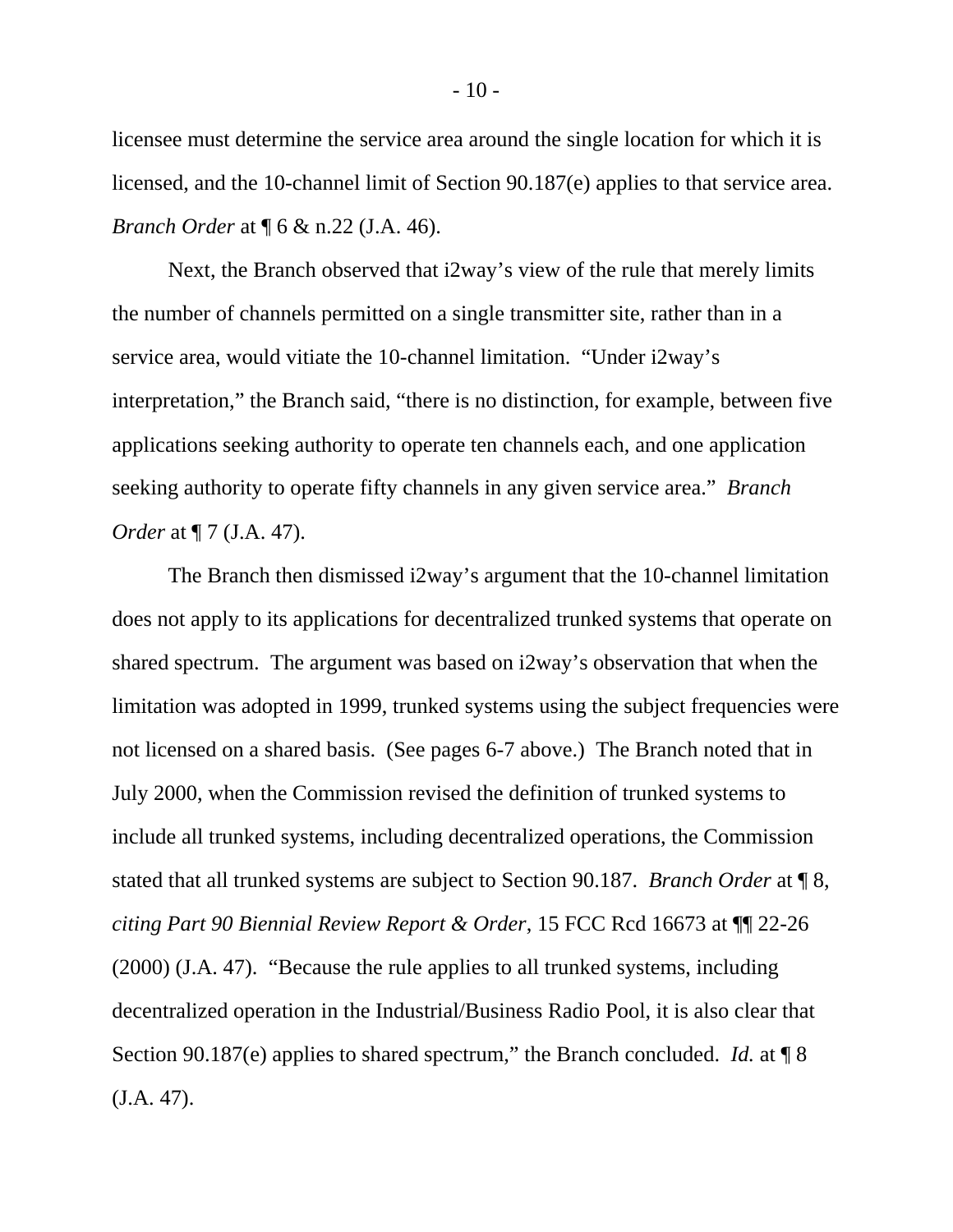licensee must determine the service area around the single location for which it is licensed, and the 10-channel limit of Section 90.187(e) applies to that service area. *Branch Order* at ¶ 6 & n.22 (J.A. 46).

Next, the Branch observed that i2way's view of the rule that merely limits the number of channels permitted on a single transmitter site, rather than in a service area, would vitiate the 10-channel limitation. "Under i2way's interpretation," the Branch said, "there is no distinction, for example, between five applications seeking authority to operate ten channels each, and one application seeking authority to operate fifty channels in any given service area." *Branch Order* at ¶ 7 (J.A. 47).

The Branch then dismissed i2way's argument that the 10-channel limitation does not apply to its applications for decentralized trunked systems that operate on shared spectrum. The argument was based on i2way's observation that when the limitation was adopted in 1999, trunked systems using the subject frequencies were not licensed on a shared basis. (See pages 6-7 above.) The Branch noted that in July 2000, when the Commission revised the definition of trunked systems to include all trunked systems, including decentralized operations, the Commission stated that all trunked systems are subject to Section 90.187. *Branch Order* at ¶ 8, *citing Part 90 Biennial Review Report & Order*, 15 FCC Rcd 16673 at ¶¶ 22-26 (2000) (J.A. 47). "Because the rule applies to all trunked systems, including decentralized operation in the Industrial/Business Radio Pool, it is also clear that Section 90.187(e) applies to shared spectrum," the Branch concluded. *Id.* at ¶ 8 (J.A. 47).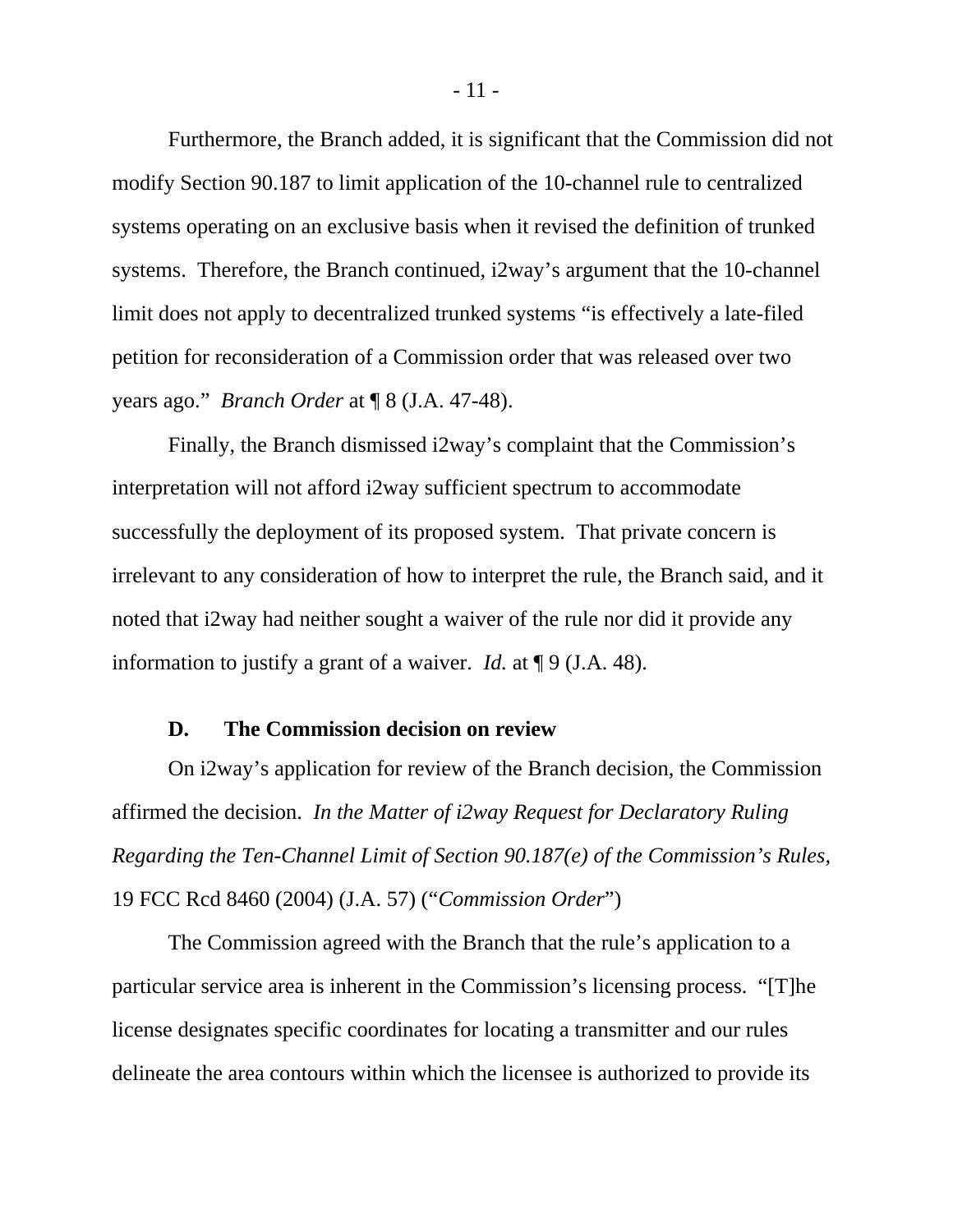Furthermore, the Branch added, it is significant that the Commission did not modify Section 90.187 to limit application of the 10-channel rule to centralized systems operating on an exclusive basis when it revised the definition of trunked systems. Therefore, the Branch continued, i2way's argument that the 10-channel limit does not apply to decentralized trunked systems "is effectively a late-filed petition for reconsideration of a Commission order that was released over two years ago." *Branch Order* at ¶ 8 (J.A. 47-48).

Finally, the Branch dismissed i2way's complaint that the Commission's interpretation will not afford i2way sufficient spectrum to accommodate successfully the deployment of its proposed system. That private concern is irrelevant to any consideration of how to interpret the rule, the Branch said, and it noted that i2way had neither sought a waiver of the rule nor did it provide any information to justify a grant of a waiver. *Id.* at ¶ 9 (J.A. 48).

### D. The Commission decision on review

On i2way's application for review of the Branch decision, the Commission affirmed the decision. *In the Matter of i2way Request for Declaratory Ruling Regarding the Ten-Channel Limit of Section 90.187(e) of the Commission's Rules*, 19 FCC Rcd 8460 (2004) (J.A. 57) ("*Commission Order*")

The Commission agreed with the Branch that the rule's application to a particular service area is inherent in the Commission's licensing process. "[T]he license designates specific coordinates for locating a transmitter and our rules delineate the area contours within which the licensee is authorized to provide its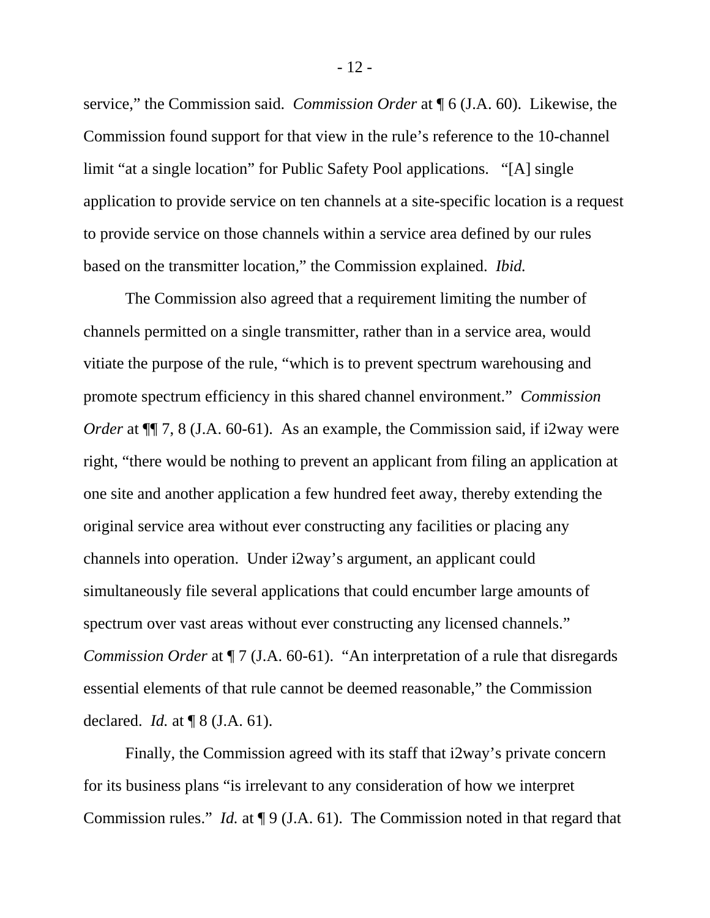service," the Commission said. *Commission Order* at ¶ 6 (J.A. 60). Likewise, the Commission found support for that view in the rule's reference to the 10-channel limit "at a single location" for Public Safety Pool applications. "[A] single application to provide service on ten channels at a site-specific location is a request to provide service on those channels within a service area defined by our rules based on the transmitter location," the Commission explained. *Ibid.*

The Commission also agreed that a requirement limiting the number of channels permitted on a single transmitter, rather than in a service area, would vitiate the purpose of the rule, "which is to prevent spectrum warehousing and promote spectrum efficiency in this shared channel environment." *Commission Order* at ¶¶ 7, 8 (J.A. 60-61). As an example, the Commission said, if i2way were right, "there would be nothing to prevent an applicant from filing an application at one site and another application a few hundred feet away, thereby extending the original service area without ever constructing any facilities or placing any channels into operation. Under i2way's argument, an applicant could simultaneously file several applications that could encumber large amounts of spectrum over vast areas without ever constructing any licensed channels." *Commission Order* at ¶ 7 (J.A. 60-61). "An interpretation of a rule that disregards essential elements of that rule cannot be deemed reasonable," the Commission declared. *Id.* at ¶ 8 (J.A. 61).

Finally, the Commission agreed with its staff that i2way's private concern for its business plans "is irrelevant to any consideration of how we interpret Commission rules." *Id.* at ¶ 9 (J.A. 61). The Commission noted in that regard that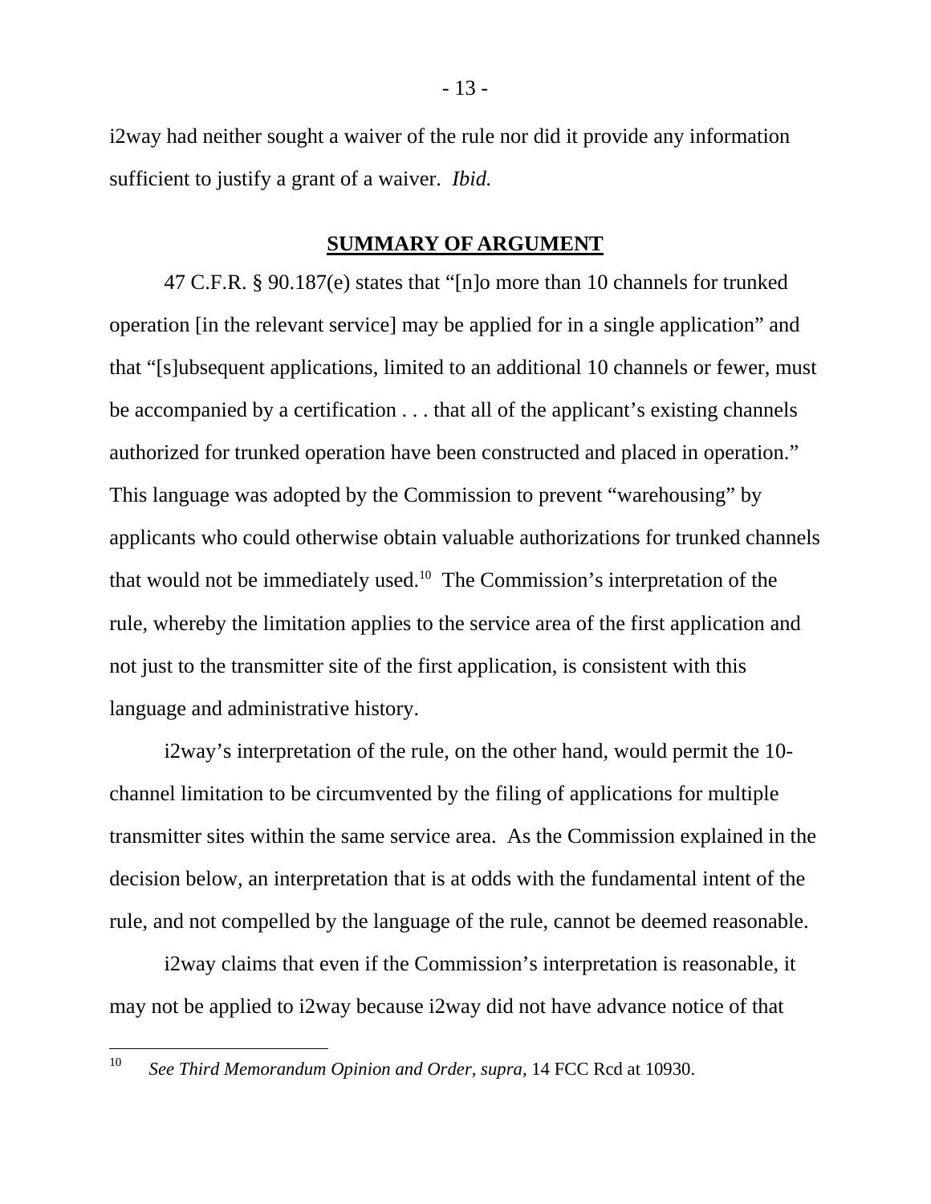i2way had neither sought a waiver of the rule nor did it provide any information sufficient to justify a grant of a waiver. *Ibid.*

## SUMMARY OF ARGUMENT

47 C.F.R. § 90.187(e) states that "[n]o more than 10 channels for trunked operation [in the relevant service] may be applied for in a single application" and that "[s]ubsequent applications, limited to an additional 10 channels or fewer, must be accompanied by a certification . . . that all of the applicant's existing channels authorized for trunked operation have been constructed and placed in operation." This language was adopted by the Commission to prevent "warehousing" by applicants who could otherwise obtain valuable authorizations for trunked channels that would not be immediately used.[10] The Commission's interpretation of the rule, whereby the limitation applies to the service area of the first application and not just to the transmitter site of the first application, is consistent with this language and administrative history.

i2way's interpretation of the rule, on the other hand, would permit the 10-channel limitation to be circumvented by the filing of applications for multiple transmitter sites within the same service area. As the Commission explained in the decision below, an interpretation that is at odds with the fundamental intent of the rule, and not compelled by the language of the rule, cannot be deemed reasonable.

i2way claims that even if the Commission's interpretation is reasonable, it may not be applied to i2way because i2way did not have advance notice of that

[10] *See Third Memorandum Opinion and Order, supra,* 14 FCC Rcd at 10930.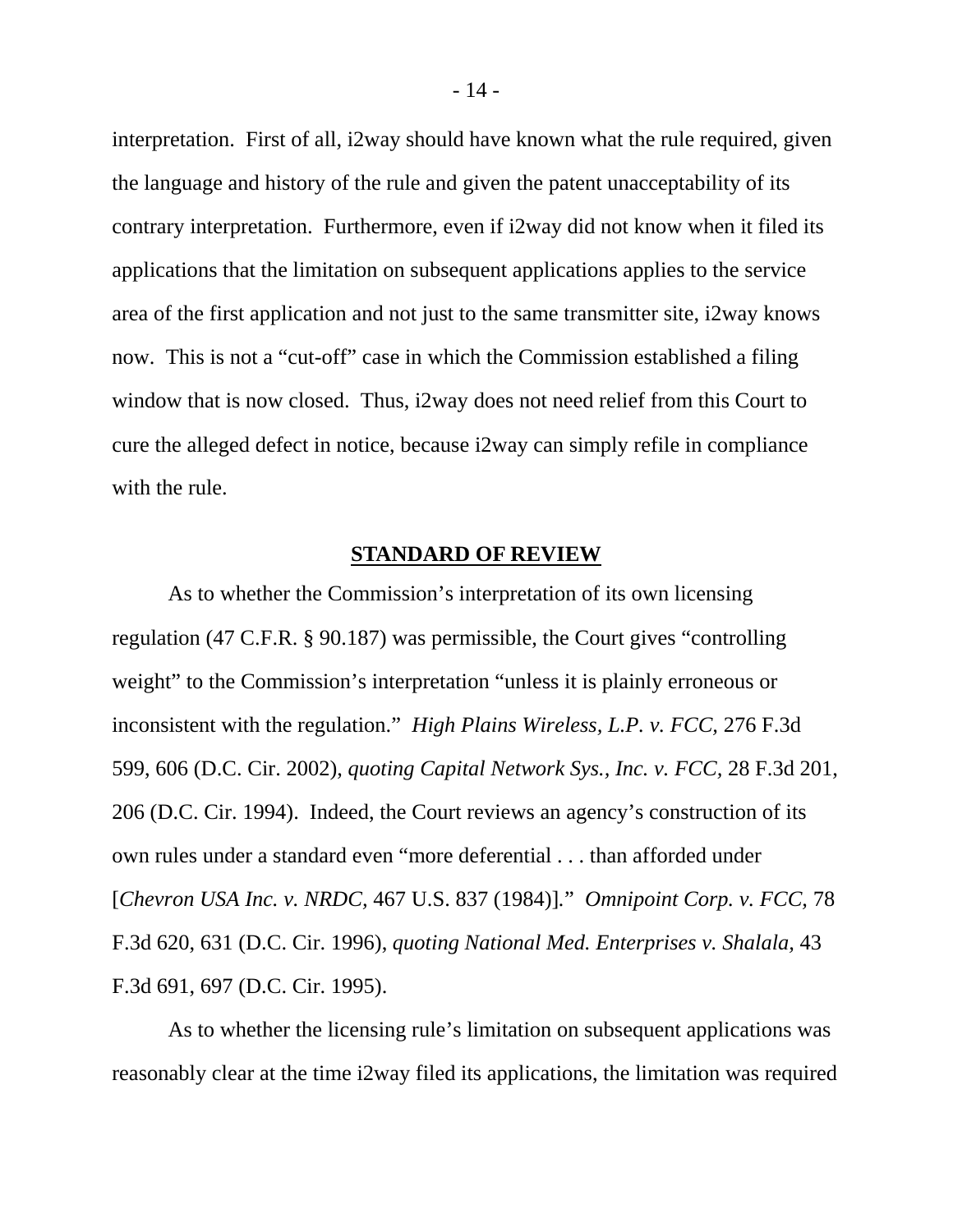interpretation. First of all, i2way should have known what the rule required, given the language and history of the rule and given the patent unacceptability of its contrary interpretation. Furthermore, even if i2way did not know when it filed its applications that the limitation on subsequent applications applies to the service area of the first application and not just to the same transmitter site, i2way knows now. This is not a "cut-off" case in which the Commission established a filing window that is now closed. Thus, i2way does not need relief from this Court to cure the alleged defect in notice, because i2way can simply refile in compliance with the rule.

## **STANDARD OF REVIEW**

As to whether the Commission's interpretation of its own licensing regulation (47 C.F.R. § 90.187) was permissible, the Court gives "controlling weight" to the Commission's interpretation "unless it is plainly erroneous or inconsistent with the regulation." *High Plains Wireless, L.P. v. FCC,* 276 F.3d 599, 606 (D.C. Cir. 2002), *quoting Capital Network Sys., Inc. v. FCC,* 28 F.3d 201, 206 (D.C. Cir. 1994). Indeed, the Court reviews an agency's construction of its own rules under a standard even "more deferential . . . than afforded under [*Chevron USA Inc. v. NRDC,* 467 U.S. 837 (1984)]." *Omnipoint Corp. v. FCC,* 78 F.3d 620, 631 (D.C. Cir. 1996), *quoting National Med. Enterprises v. Shalala,* 43 F.3d 691, 697 (D.C. Cir. 1995).

As to whether the licensing rule's limitation on subsequent applications was reasonably clear at the time i2way filed its applications, the limitation was required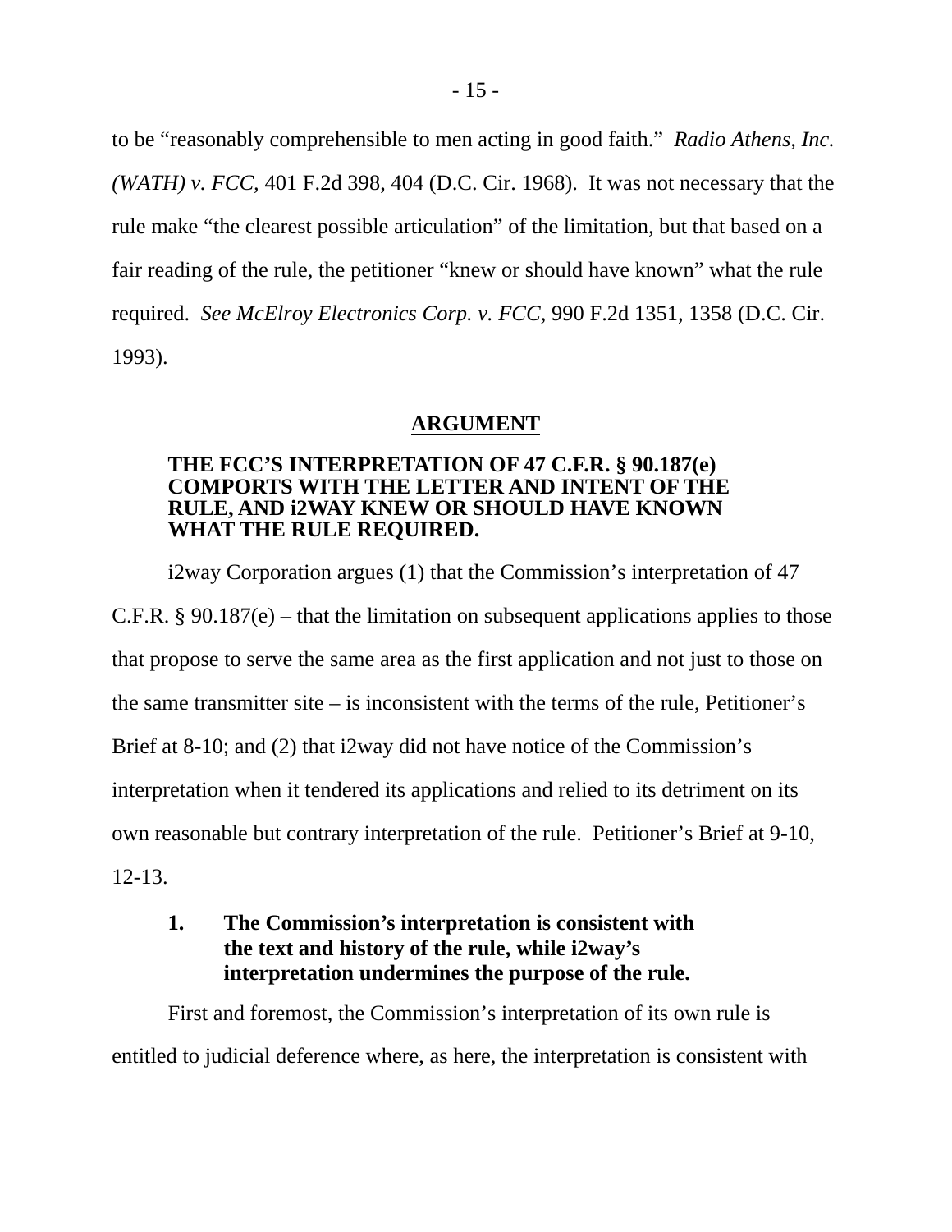to be "reasonably comprehensible to men acting in good faith." *Radio Athens, Inc. (WATH) v. FCC*, 401 F.2d 398, 404 (D.C. Cir. 1968). It was not necessary that the rule make "the clearest possible articulation" of the limitation, but that based on a fair reading of the rule, the petitioner "knew or should have known" what the rule required. *See McElroy Electronics Corp. v. FCC*, 990 F.2d 1351, 1358 (D.C. Cir. 1993).

## ARGUMENT

### THE FCC'S INTERPRETATION OF 47 C.F.R. § 90.187(e) COMPORTS WITH THE LETTER AND INTENT OF THE RULE, AND i2WAY KNEW OR SHOULD HAVE KNOWN WHAT THE RULE REQUIRED.

i2way Corporation argues (1) that the Commission's interpretation of 47 C.F.R. § 90.187(e) – that the limitation on subsequent applications applies to those that propose to serve the same area as the first application and not just to those on the same transmitter site – is inconsistent with the terms of the rule, Petitioner's Brief at 8-10; and (2) that i2way did not have notice of the Commission's interpretation when it tendered its applications and relied to its detriment on its own reasonable but contrary interpretation of the rule. Petitioner's Brief at 9-10, 12-13.

#### 1. The Commission's interpretation is consistent with the text and history of the rule, while i2way's interpretation undermines the purpose of the rule.

First and foremost, the Commission's interpretation of its own rule is entitled to judicial deference where, as here, the interpretation is consistent with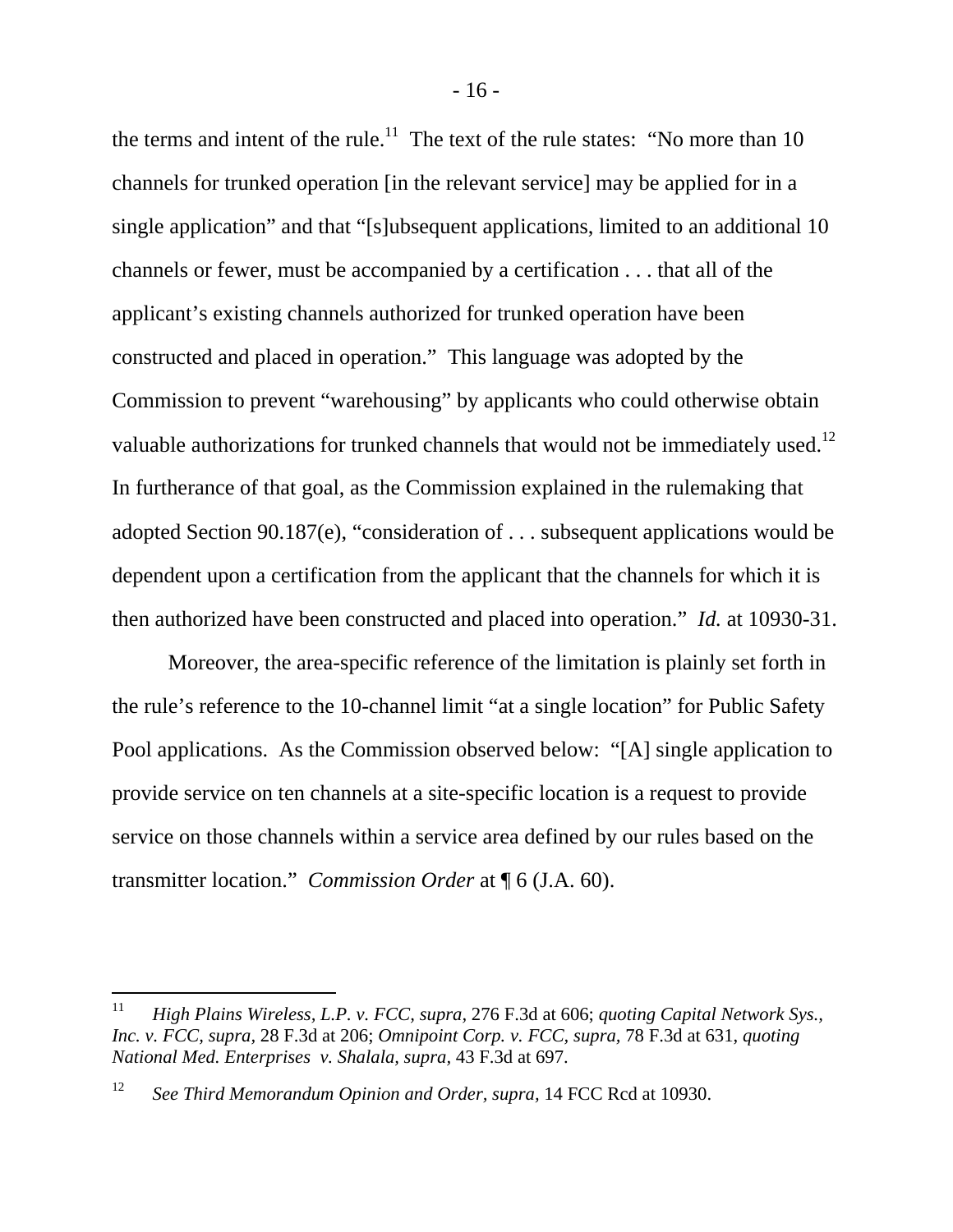the terms and intent of the rule.[11] The text of the rule states: "No more than 10 channels for trunked operation [in the relevant service] may be applied for in a single application" and that "[s]ubsequent applications, limited to an additional 10 channels or fewer, must be accompanied by a certification . . . that all of the applicant's existing channels authorized for trunked operation have been constructed and placed in operation." This language was adopted by the Commission to prevent "warehousing" by applicants who could otherwise obtain valuable authorizations for trunked channels that would not be immediately used.[12] In furtherance of that goal, as the Commission explained in the rulemaking that adopted Section 90.187(e), "consideration of . . . subsequent applications would be dependent upon a certification from the applicant that the channels for which it is then authorized have been constructed and placed into operation." *Id.* at 10930-31.

Moreover, the area-specific reference of the limitation is plainly set forth in the rule's reference to the 10-channel limit "at a single location" for Public Safety Pool applications. As the Commission observed below: "[A] single application to provide service on ten channels at a site-specific location is a request to provide service on those channels within a service area defined by our rules based on the transmitter location." *Commission Order* at ¶ 6 (J.A. 60).

---

[11] *High Plains Wireless, L.P. v. FCC, supra*, 276 F.3d at 606; *quoting Capital Network Sys., Inc. v. FCC, supra*, 28 F.3d at 206; *Omnipoint Corp. v. FCC, supra*, 78 F.3d at 631, *quoting National Med. Enterprises v. Shalala, supra*, 43 F.3d at 697.

[12] *See Third Memorandum Opinion and Order, supra*, 14 FCC Rcd at 10930.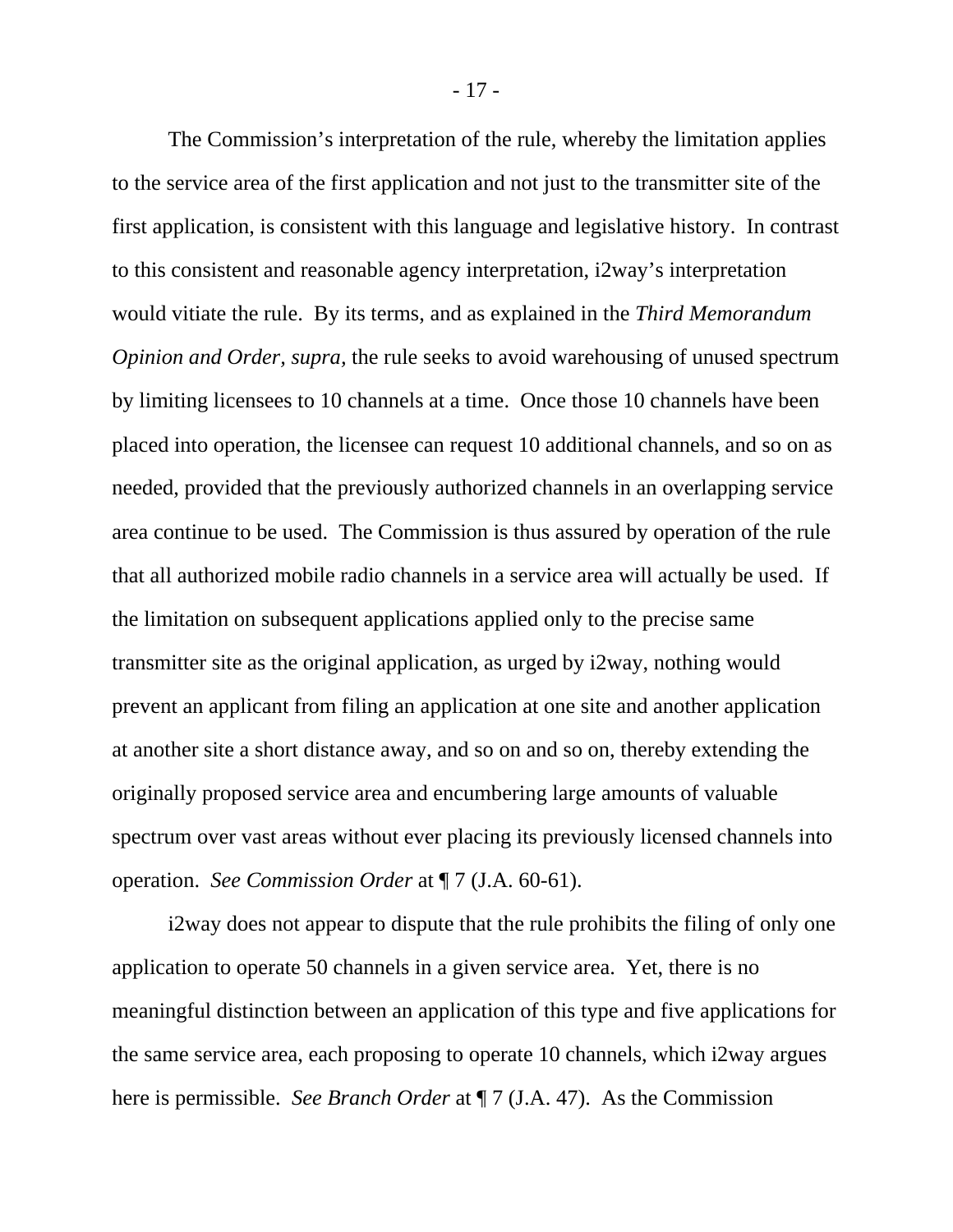The Commission's interpretation of the rule, whereby the limitation applies to the service area of the first application and not just to the transmitter site of the first application, is consistent with this language and legislative history. In contrast to this consistent and reasonable agency interpretation, i2way's interpretation would vitiate the rule. By its terms, and as explained in the *Third Memorandum Opinion and Order*, *supra*, the rule seeks to avoid warehousing of unused spectrum by limiting licensees to 10 channels at a time. Once those 10 channels have been placed into operation, the licensee can request 10 additional channels, and so on as needed, provided that the previously authorized channels in an overlapping service area continue to be used. The Commission is thus assured by operation of the rule that all authorized mobile radio channels in a service area will actually be used. If the limitation on subsequent applications applied only to the precise same transmitter site as the original application, as urged by i2way, nothing would prevent an applicant from filing an application at one site and another application at another site a short distance away, and so on and so on, thereby extending the originally proposed service area and encumbering large amounts of valuable spectrum over vast areas without ever placing its previously licensed channels into operation. *See Commission Order* at ¶ 7 (J.A. 60-61).

i2way does not appear to dispute that the rule prohibits the filing of only one application to operate 50 channels in a given service area. Yet, there is no meaningful distinction between an application of this type and five applications for the same service area, each proposing to operate 10 channels, which i2way argues here is permissible. *See Branch Order* at ¶ 7 (J.A. 47). As the Commission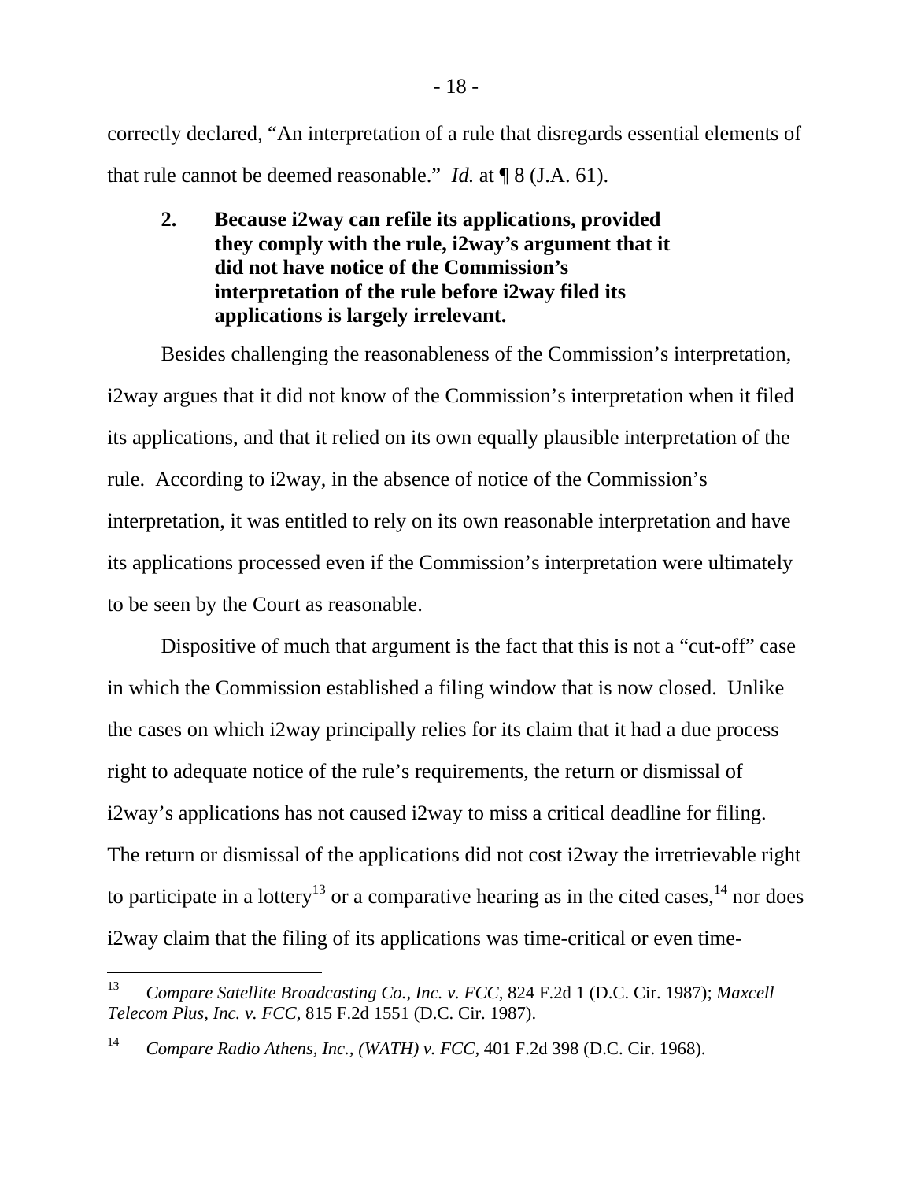correctly declared, "An interpretation of a rule that disregards essential elements of that rule cannot be deemed reasonable." *Id.* at ¶ 8 (J.A. 61).

**2. Because i2way can refile its applications, provided they comply with the rule, i2way's argument that it did not have notice of the Commission's interpretation of the rule before i2way filed its applications is largely irrelevant.**

Besides challenging the reasonableness of the Commission's interpretation, i2way argues that it did not know of the Commission's interpretation when it filed its applications, and that it relied on its own equally plausible interpretation of the rule. According to i2way, in the absence of notice of the Commission's interpretation, it was entitled to rely on its own reasonable interpretation and have its applications processed even if the Commission's interpretation were ultimately to be seen by the Court as reasonable.

Dispositive of much that argument is the fact that this is not a "cut-off" case in which the Commission established a filing window that is now closed. Unlike the cases on which i2way principally relies for its claim that it had a due process right to adequate notice of the rule's requirements, the return or dismissal of i2way's applications has not caused i2way to miss a critical deadline for filing. The return or dismissal of the applications did not cost i2way the irretrievable right to participate in a lottery[13] or a comparative hearing as in the cited cases,[14] nor does i2way claim that the filing of its applications was time-critical or even time-

---

[13] *Compare Satellite Broadcasting Co., Inc. v. FCC,* 824 F.2d 1 (D.C. Cir. 1987); *Maxcell Telecom Plus, Inc. v. FCC,* 815 F.2d 1551 (D.C. Cir. 1987).

[14] *Compare Radio Athens, Inc., (WATH) v. FCC,* 401 F.2d 398 (D.C. Cir. 1968).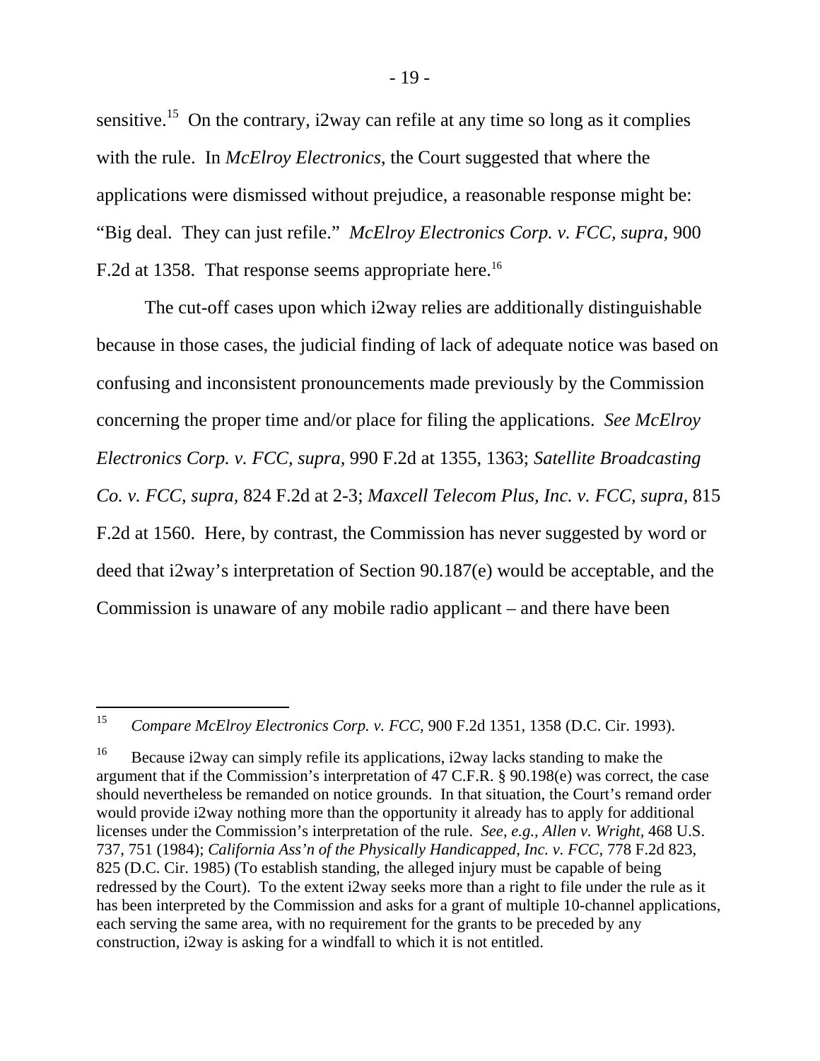sensitive.[15] On the contrary, i2way can refile at any time so long as it complies with the rule. In *McElroy Electronics*, the Court suggested that where the applications were dismissed without prejudice, a reasonable response might be: "Big deal. They can just refile." *McElroy Electronics Corp. v. FCC, supra,* 900 F.2d at 1358. That response seems appropriate here.[16]

The cut-off cases upon which i2way relies are additionally distinguishable because in those cases, the judicial finding of lack of adequate notice was based on confusing and inconsistent pronouncements made previously by the Commission concerning the proper time and/or place for filing the applications. *See McElroy Electronics Corp. v. FCC, supra,* 990 F.2d at 1355, 1363; *Satellite Broadcasting Co. v. FCC, supra,* 824 F.2d at 2-3; *Maxcell Telecom Plus, Inc. v. FCC, supra,* 815 F.2d at 1560. Here, by contrast, the Commission has never suggested by word or deed that i2way's interpretation of Section 90.187(e) would be acceptable, and the Commission is unaware of any mobile radio applicant – and there have been

---

[15] *Compare McElroy Electronics Corp. v. FCC,* 900 F.2d 1351, 1358 (D.C. Cir. 1993).

[16] Because i2way can simply refile its applications, i2way lacks standing to make the argument that if the Commission's interpretation of 47 C.F.R. § 90.198(e) was correct, the case should nevertheless be remanded on notice grounds. In that situation, the Court's remand order would provide i2way nothing more than the opportunity it already has to apply for additional licenses under the Commission's interpretation of the rule. *See, e.g., Allen v. Wright,* 468 U.S. 737, 751 (1984); *California Ass'n of the Physically Handicapped, Inc. v. FCC,* 778 F.2d 823, 825 (D.C. Cir. 1985) (To establish standing, the alleged injury must be capable of being redressed by the Court). To the extent i2way seeks more than a right to file under the rule as it has been interpreted by the Commission and asks for a grant of multiple 10-channel applications, each serving the same area, with no requirement for the grants to be preceded by any construction, i2way is asking for a windfall to which it is not entitled.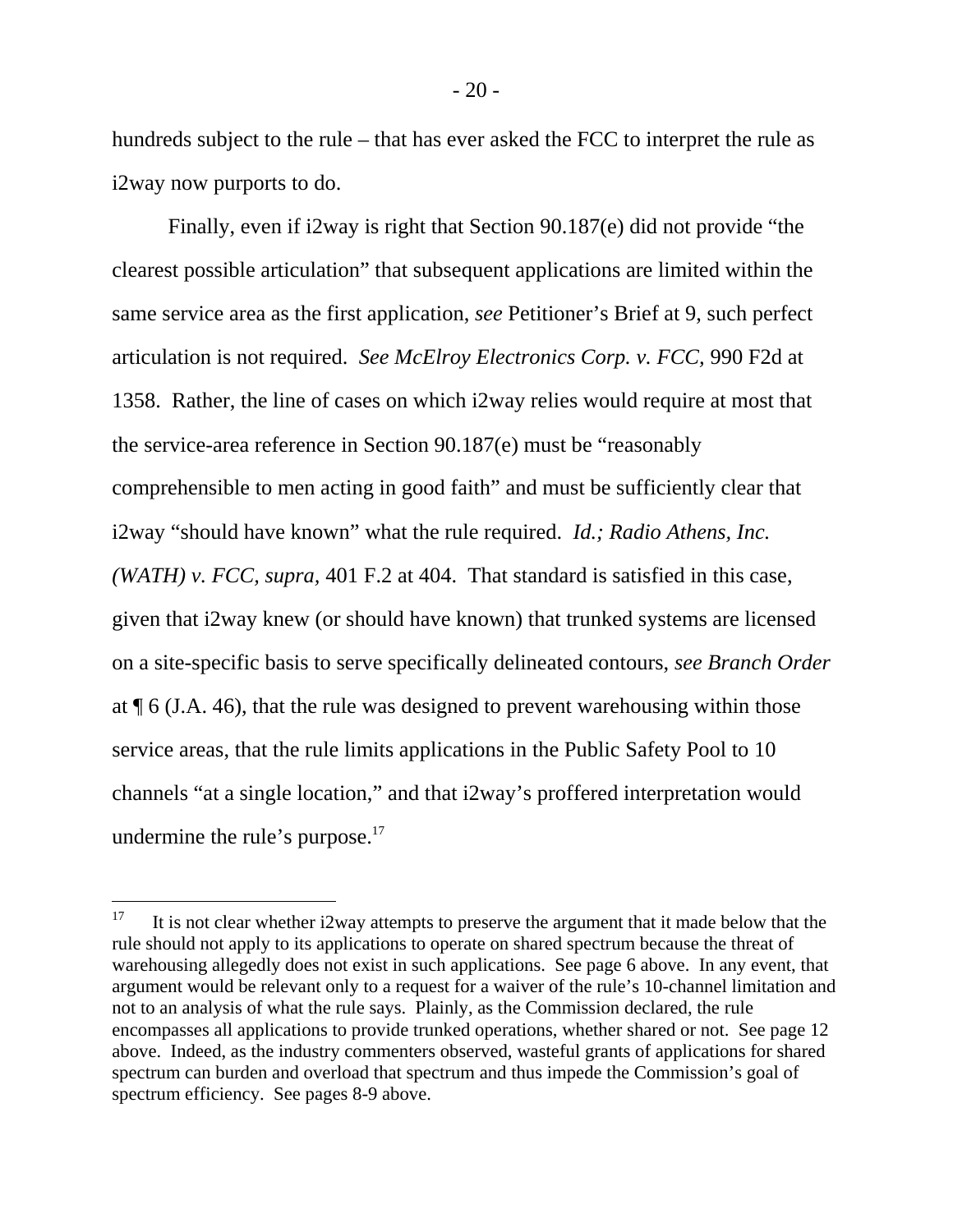hundreds subject to the rule – that has ever asked the FCC to interpret the rule as i2way now purports to do.

Finally, even if i2way is right that Section 90.187(e) did not provide "the clearest possible articulation" that subsequent applications are limited within the same service area as the first application, *see* Petitioner's Brief at 9, such perfect articulation is not required. *See McElroy Electronics Corp. v. FCC,* 990 F2d at 1358. Rather, the line of cases on which i2way relies would require at most that the service-area reference in Section 90.187(e) must be "reasonably comprehensible to men acting in good faith" and must be sufficiently clear that i2way "should have known" what the rule required. *Id.; Radio Athens, Inc. (WATH) v. FCC, supra,* 401 F.2 at 404. That standard is satisfied in this case, given that i2way knew (or should have known) that trunked systems are licensed on a site-specific basis to serve specifically delineated contours, *see Branch Order* at ¶ 6 (J.A. 46), that the rule was designed to prevent warehousing within those service areas, that the rule limits applications in the Public Safety Pool to 10 channels "at a single location," and that i2way's proffered interpretation would undermine the rule's purpose.[17]

[17] It is not clear whether i2way attempts to preserve the argument that it made below that the rule should not apply to its applications to operate on shared spectrum because the threat of warehousing allegedly does not exist in such applications. See page 6 above. In any event, that argument would be relevant only to a request for a waiver of the rule's 10-channel limitation and not to an analysis of what the rule says. Plainly, as the Commission declared, the rule encompasses all applications to provide trunked operations, whether shared or not. See page 12 above. Indeed, as the industry commenters observed, wasteful grants of applications for shared spectrum can burden and overload that spectrum and thus impede the Commission's goal of spectrum efficiency. See pages 8-9 above.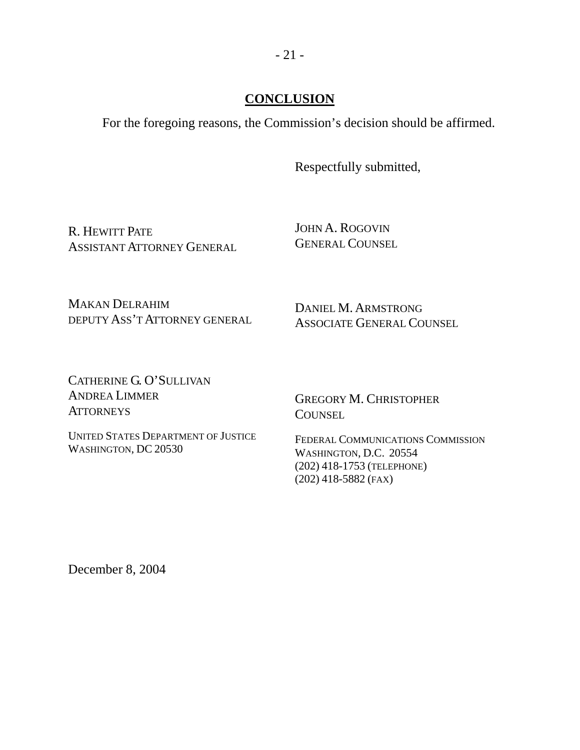## CONCLUSION

For the foregoing reasons, the Commission's decision should be affirmed.

Respectfully submitted,

R. HEWITT PATE
ASSISTANT ATTORNEY GENERAL

MAKAN DELRAHIM
DEPUTY ASS'T ATTORNEY GENERAL

CATHERINE G. O'SULLIVAN
ANDREA LIMMER
ATTORNEYS

UNITED STATES DEPARTMENT OF JUSTICE
WASHINGTON, DC 20530

JOHN A. ROGOVIN
GENERAL COUNSEL

DANIEL M. ARMSTRONG
ASSOCIATE GENERAL COUNSEL

GREGORY M. CHRISTOPHER
COUNSEL

FEDERAL COMMUNICATIONS COMMISSION
WASHINGTON, D.C. 20554
(202) 418-1753 (TELEPHONE)
(202) 418-5882 (FAX)

December 8, 2004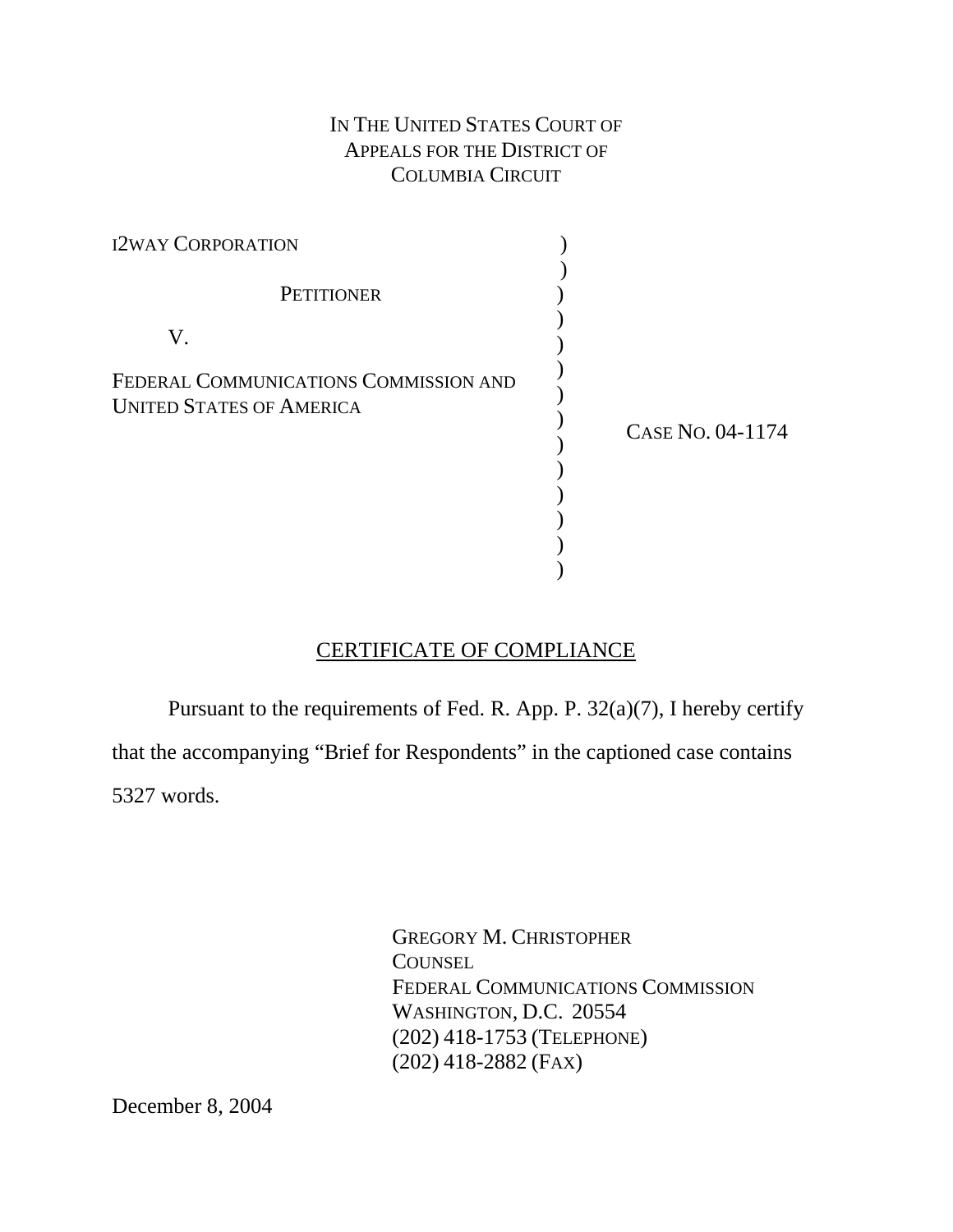IN THE UNITED STATES COURT OF
APPEALS FOR THE DISTRICT OF
COLUMBIA CIRCUIT

I2WAY CORPORATION )
)
PETITIONER )
)
V. )
)
FEDERAL COMMUNICATIONS COMMISSION AND )
UNITED STATES OF AMERICA )
) CASE NO. 04-1174
)
)
)
)
)

## CERTIFICATE OF COMPLIANCE

Pursuant to the requirements of Fed. R. App. P. 32(a)(7), I hereby certify that the accompanying "Brief for Respondents" in the captioned case contains 5327 words.

GREGORY M. CHRISTOPHER
COUNSEL
FEDERAL COMMUNICATIONS COMMISSION
WASHINGTON, D.C. 20554
(202) 418-1753 (TELEPHONE)
(202) 418-2882 (FAX)

December 8, 2004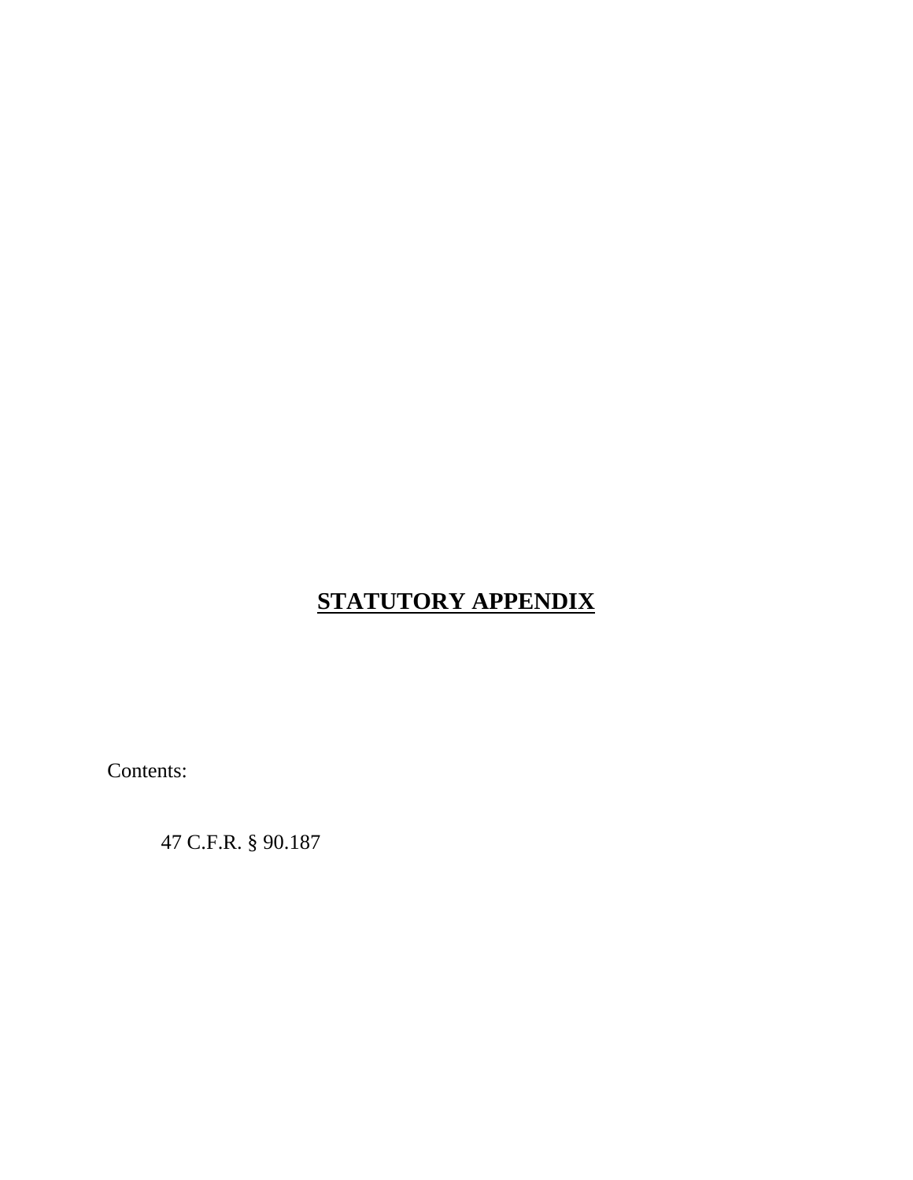# **STATUTORY APPENDIX**

Contents:

47 C.F.R. § 90.187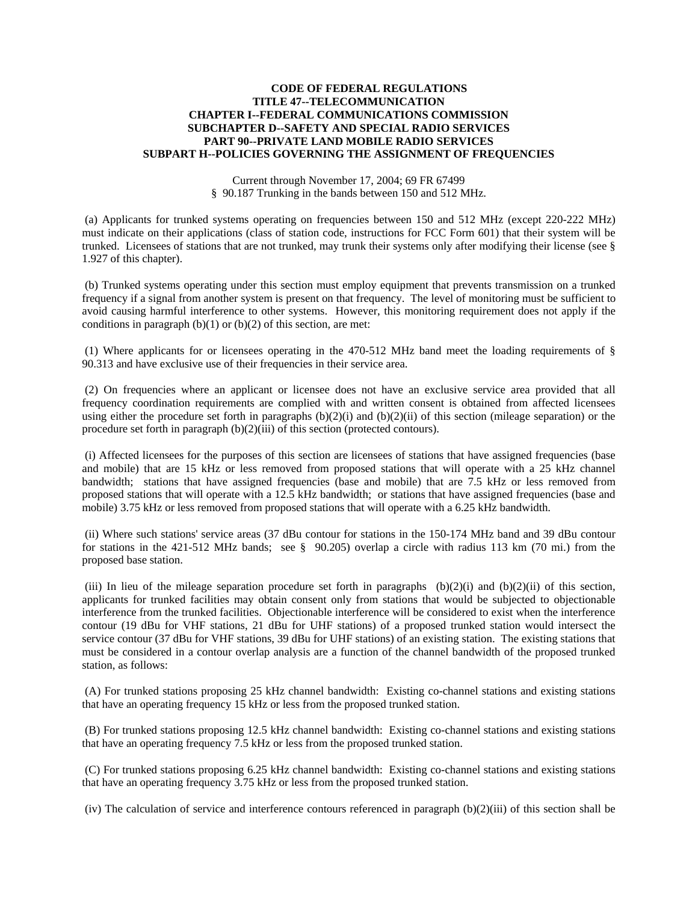**CODE OF FEDERAL REGULATIONS**
**TITLE 47--TELECOMMUNICATION**
**CHAPTER I--FEDERAL COMMUNICATIONS COMMISSION**
**SUBCHAPTER D--SAFETY AND SPECIAL RADIO SERVICES**
**PART 90--PRIVATE LAND MOBILE RADIO SERVICES**
**SUBPART H--POLICIES GOVERNING THE ASSIGNMENT OF FREQUENCIES**

Current through November 17, 2004; 69 FR 67499
§ 90.187 Trunking in the bands between 150 and 512 MHz.

(a) Applicants for trunked systems operating on frequencies between 150 and 512 MHz (except 220-222 MHz) must indicate on their applications (class of station code, instructions for FCC Form 601) that their system will be trunked. Licensees of stations that are not trunked, may trunk their systems only after modifying their license (see § 1.927 of this chapter).

(b) Trunked systems operating under this section must employ equipment that prevents transmission on a trunked frequency if a signal from another system is present on that frequency. The level of monitoring must be sufficient to avoid causing harmful interference to other systems. However, this monitoring requirement does not apply if the conditions in paragraph (b)(1) or (b)(2) of this section, are met:

(1) Where applicants for or licensees operating in the 470-512 MHz band meet the loading requirements of § 90.313 and have exclusive use of their frequencies in their service area.

(2) On frequencies where an applicant or licensee does not have an exclusive service area provided that all frequency coordination requirements are complied with and written consent is obtained from affected licensees using either the procedure set forth in paragraphs (b)(2)(i) and (b)(2)(ii) of this section (mileage separation) or the procedure set forth in paragraph (b)(2)(iii) of this section (protected contours).

(i) Affected licensees for the purposes of this section are licensees of stations that have assigned frequencies (base and mobile) that are 15 kHz or less removed from proposed stations that will operate with a 25 kHz channel bandwidth; stations that have assigned frequencies (base and mobile) that are 7.5 kHz or less removed from proposed stations that will operate with a 12.5 kHz bandwidth; or stations that have assigned frequencies (base and mobile) 3.75 kHz or less removed from proposed stations that will operate with a 6.25 kHz bandwidth.

(ii) Where such stations' service areas (37 dBu contour for stations in the 150-174 MHz band and 39 dBu contour for stations in the 421-512 MHz bands; see § 90.205) overlap a circle with radius 113 km (70 mi.) from the proposed base station.

(iii) In lieu of the mileage separation procedure set forth in paragraphs (b)(2)(i) and (b)(2)(ii) of this section, applicants for trunked facilities may obtain consent only from stations that would be subjected to objectionable interference from the trunked facilities. Objectionable interference will be considered to exist when the interference contour (19 dBu for VHF stations, 21 dBu for UHF stations) of a proposed trunked station would intersect the service contour (37 dBu for VHF stations, 39 dBu for UHF stations) of an existing station. The existing stations that must be considered in a contour overlap analysis are a function of the channel bandwidth of the proposed trunked station, as follows:

(A) For trunked stations proposing 25 kHz channel bandwidth: Existing co-channel stations and existing stations that have an operating frequency 15 kHz or less from the proposed trunked station.

(B) For trunked stations proposing 12.5 kHz channel bandwidth: Existing co-channel stations and existing stations that have an operating frequency 7.5 kHz or less from the proposed trunked station.

(C) For trunked stations proposing 6.25 kHz channel bandwidth: Existing co-channel stations and existing stations that have an operating frequency 3.75 kHz or less from the proposed trunked station.

(iv) The calculation of service and interference contours referenced in paragraph (b)(2)(iii) of this section shall be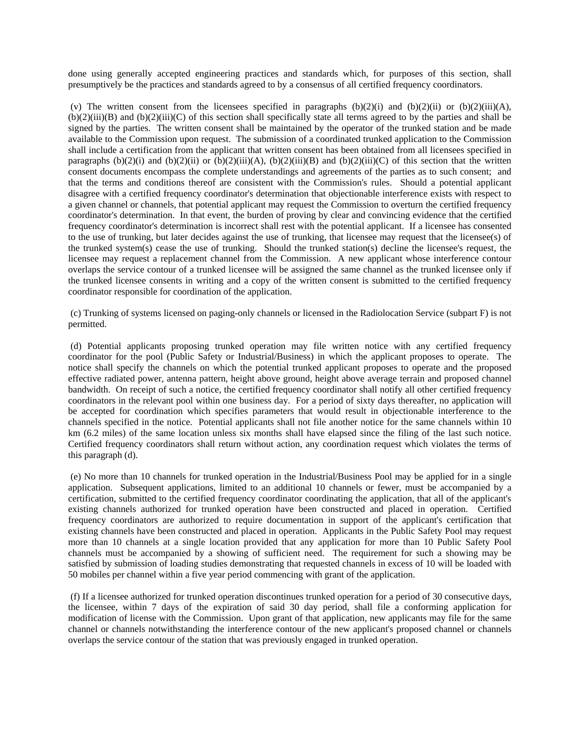done using generally accepted engineering practices and standards which, for purposes of this section, shall presumptively be the practices and standards agreed to by a consensus of all certified frequency coordinators.

(v) The written consent from the licensees specified in paragraphs (b)(2)(i) and (b)(2)(ii) or (b)(2)(iii)(A), (b)(2)(iii)(B) and (b)(2)(iii)(C) of this section shall specifically state all terms agreed to by the parties and shall be signed by the parties. The written consent shall be maintained by the operator of the trunked station and be made available to the Commission upon request. The submission of a coordinated trunked application to the Commission shall include a certification from the applicant that written consent has been obtained from all licensees specified in paragraphs (b)(2)(i) and (b)(2)(ii) or (b)(2)(iii)(A), (b)(2)(iii)(B) and (b)(2)(iii)(C) of this section that the written consent documents encompass the complete understandings and agreements of the parties as to such consent; and that the terms and conditions thereof are consistent with the Commission's rules. Should a potential applicant disagree with a certified frequency coordinator's determination that objectionable interference exists with respect to a given channel or channels, that potential applicant may request the Commission to overturn the certified frequency coordinator's determination. In that event, the burden of proving by clear and convincing evidence that the certified frequency coordinator's determination is incorrect shall rest with the potential applicant. If a licensee has consented to the use of trunking, but later decides against the use of trunking, that licensee may request that the licensee(s) of the trunked system(s) cease the use of trunking. Should the trunked station(s) decline the licensee's request, the licensee may request a replacement channel from the Commission. A new applicant whose interference contour overlaps the service contour of a trunked licensee will be assigned the same channel as the trunked licensee only if the trunked licensee consents in writing and a copy of the written consent is submitted to the certified frequency coordinator responsible for coordination of the application.

(c) Trunking of systems licensed on paging-only channels or licensed in the Radiolocation Service (subpart F) is not permitted.

(d) Potential applicants proposing trunked operation may file written notice with any certified frequency coordinator for the pool (Public Safety or Industrial/Business) in which the applicant proposes to operate. The notice shall specify the channels on which the potential trunked applicant proposes to operate and the proposed effective radiated power, antenna pattern, height above ground, height above average terrain and proposed channel bandwidth. On receipt of such a notice, the certified frequency coordinator shall notify all other certified frequency coordinators in the relevant pool within one business day. For a period of sixty days thereafter, no application will be accepted for coordination which specifies parameters that would result in objectionable interference to the channels specified in the notice. Potential applicants shall not file another notice for the same channels within 10 km (6.2 miles) of the same location unless six months shall have elapsed since the filing of the last such notice. Certified frequency coordinators shall return without action, any coordination request which violates the terms of this paragraph (d).

(e) No more than 10 channels for trunked operation in the Industrial/Business Pool may be applied for in a single application. Subsequent applications, limited to an additional 10 channels or fewer, must be accompanied by a certification, submitted to the certified frequency coordinator coordinating the application, that all of the applicant's existing channels authorized for trunked operation have been constructed and placed in operation. Certified frequency coordinators are authorized to require documentation in support of the applicant's certification that existing channels have been constructed and placed in operation. Applicants in the Public Safety Pool may request more than 10 channels at a single location provided that any application for more than 10 Public Safety Pool channels must be accompanied by a showing of sufficient need. The requirement for such a showing may be satisfied by submission of loading studies demonstrating that requested channels in excess of 10 will be loaded with 50 mobiles per channel within a five year period commencing with grant of the application.

(f) If a licensee authorized for trunked operation discontinues trunked operation for a period of 30 consecutive days, the licensee, within 7 days of the expiration of said 30 day period, shall file a conforming application for modification of license with the Commission. Upon grant of that application, new applicants may file for the same channel or channels notwithstanding the interference contour of the new applicant's proposed channel or channels overlaps the service contour of the station that was previously engaged in trunked operation.